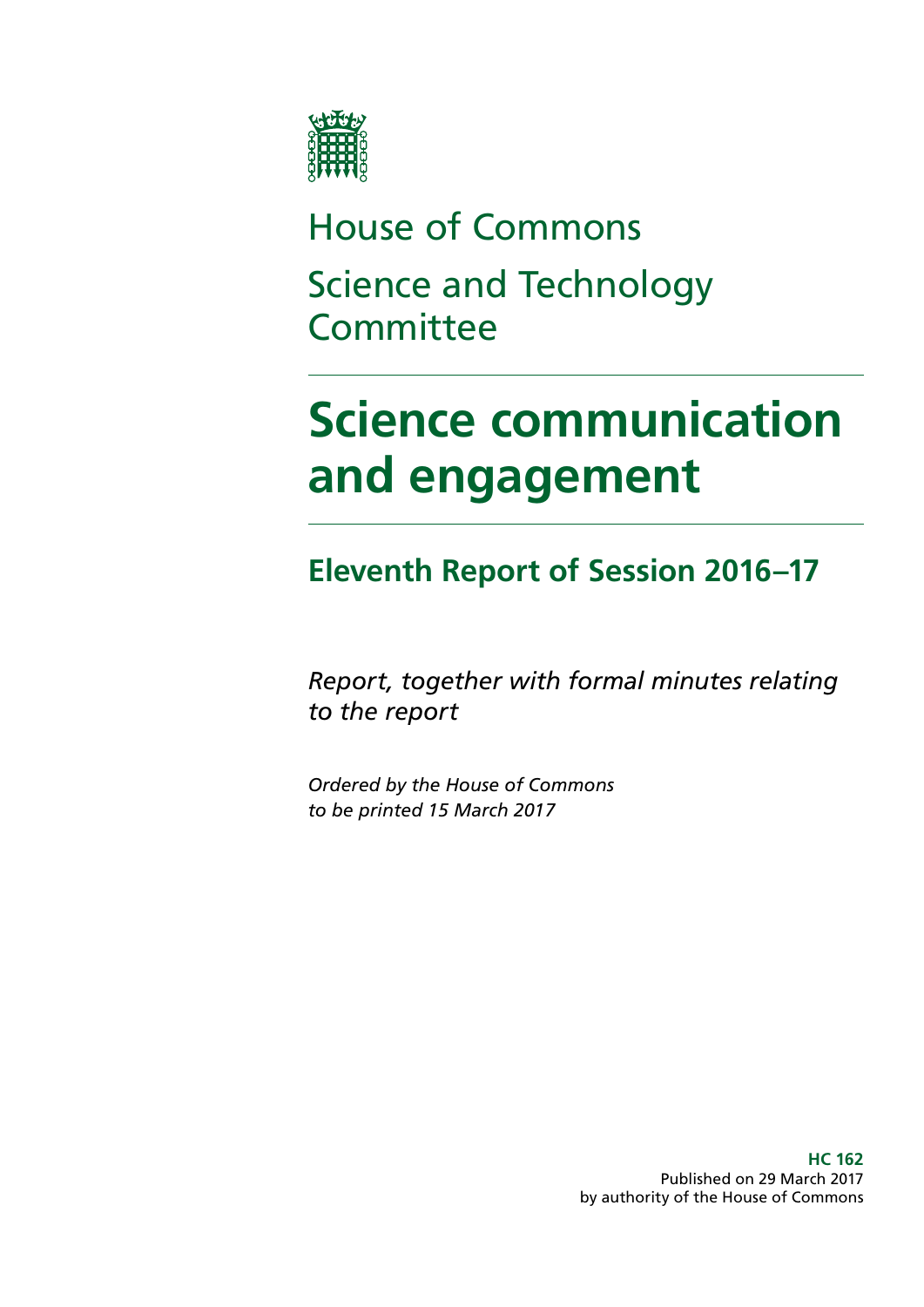House of Commons

Science and Technology Committee

# Science communication and engagement

## Eleventh Report of Session 2016–17

*Report, together with formal minutes relating to the report*

*Ordered by the House of Commons to be printed 15 March 2017*

**HC 162**
Published on 29 March 2017
by authority of the House of Commons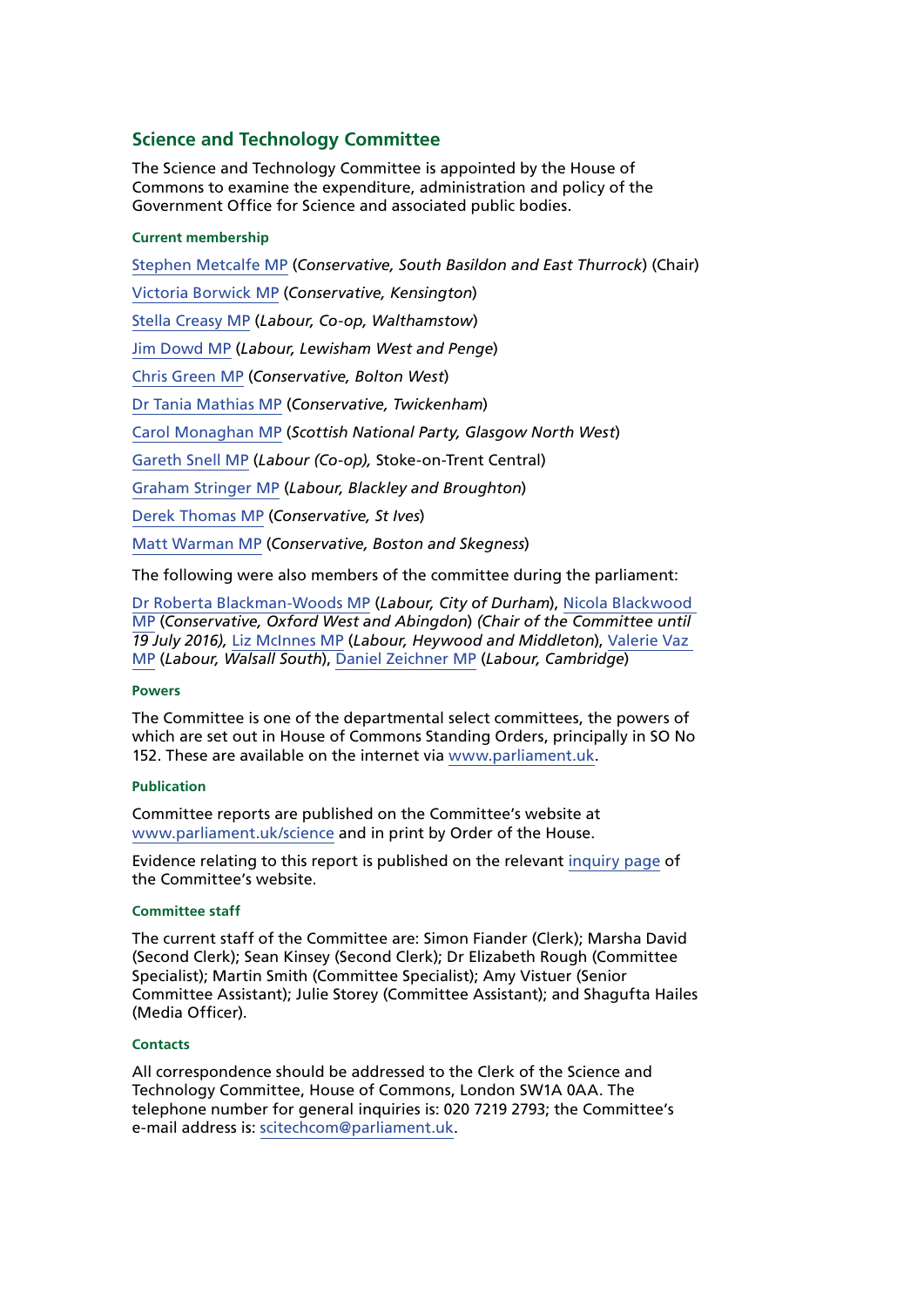## Science and Technology Committee

The Science and Technology Committee is appointed by the House of Commons to examine the expenditure, administration and policy of the Government Office for Science and associated public bodies.

#### Current membership

Stephen Metcalfe MP (*Conservative, South Basildon and East Thurrock*) (Chair)

Victoria Borwick MP (*Conservative, Kensington*)

Stella Creasy MP (*Labour, Co-op, Walthamstow*)

Jim Dowd MP (*Labour, Lewisham West and Penge*)

Chris Green MP (*Conservative, Bolton West*)

Dr Tania Mathias MP (*Conservative, Twickenham*)

Carol Monaghan MP (*Scottish National Party, Glasgow North West*)

Gareth Snell MP (*Labour (Co-op),* Stoke-on-Trent Central)

Graham Stringer MP (*Labour, Blackley and Broughton*)

Derek Thomas MP (*Conservative, St Ives*)

Matt Warman MP (*Conservative, Boston and Skegness*)

The following were also members of the committee during the parliament:

Dr Roberta Blackman-Woods MP (*Labour, City of Durham*), Nicola Blackwood MP (*Conservative, Oxford West and Abingdon*) *(Chair of the Committee until 19 July 2016),* Liz McInnes MP (*Labour, Heywood and Middleton*), Valerie Vaz MP (*Labour, Walsall South*), Daniel Zeichner MP (*Labour, Cambridge*)

#### Powers

The Committee is one of the departmental select committees, the powers of which are set out in House of Commons Standing Orders, principally in SO No 152. These are available on the internet via www.parliament.uk.

#### Publication

Committee reports are published on the Committee's website at www.parliament.uk/science and in print by Order of the House.

Evidence relating to this report is published on the relevant inquiry page of the Committee's website.

#### Committee staff

The current staff of the Committee are: Simon Fiander (Clerk); Marsha David (Second Clerk); Sean Kinsey (Second Clerk); Dr Elizabeth Rough (Committee Specialist); Martin Smith (Committee Specialist); Amy Vistuer (Senior Committee Assistant); Julie Storey (Committee Assistant); and Shagufta Hailes (Media Officer).

#### Contacts

All correspondence should be addressed to the Clerk of the Science and Technology Committee, House of Commons, London SW1A 0AA. The telephone number for general inquiries is: 020 7219 2793; the Committee's e-mail address is: scitechcom@parliament.uk.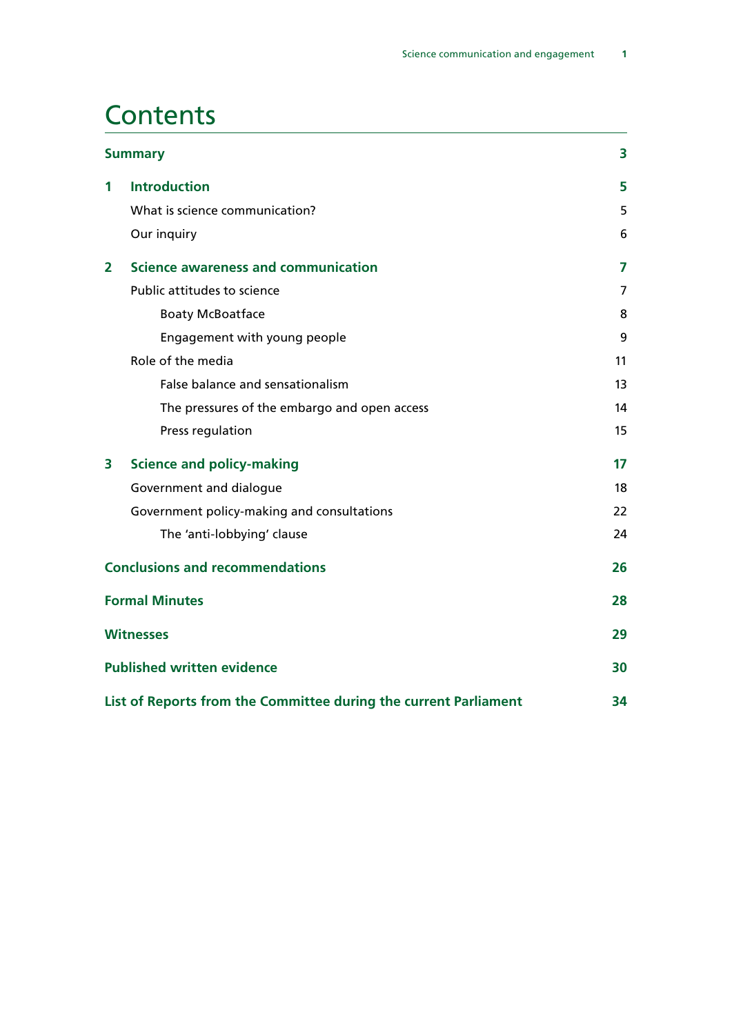# Contents

| | | |
|---|---|---|
| **Summary** | | **3** |
| **1** | **Introduction** | **5** |
| | What is science communication? | 5 |
| | Our inquiry | 6 |
| **2** | **Science awareness and communication** | **7** |
| | Public attitudes to science | 7 |
| | Boaty McBoatface | 8 |
| | Engagement with young people | 9 |
| | Role of the media | 11 |
| | False balance and sensationalism | 13 |
| | The pressures of the embargo and open access | 14 |
| | Press regulation | 15 |
| **3** | **Science and policy-making** | **17** |
| | Government and dialogue | 18 |
| | Government policy-making and consultations | 22 |
| | The 'anti-lobbying' clause | 24 |
| **Conclusions and recommendations** | | **26** |
| **Formal Minutes** | | **28** |
| **Witnesses** | | **29** |
| **Published written evidence** | | **30** |
| **List of Reports from the Committee during the current Parliament** | | **34** |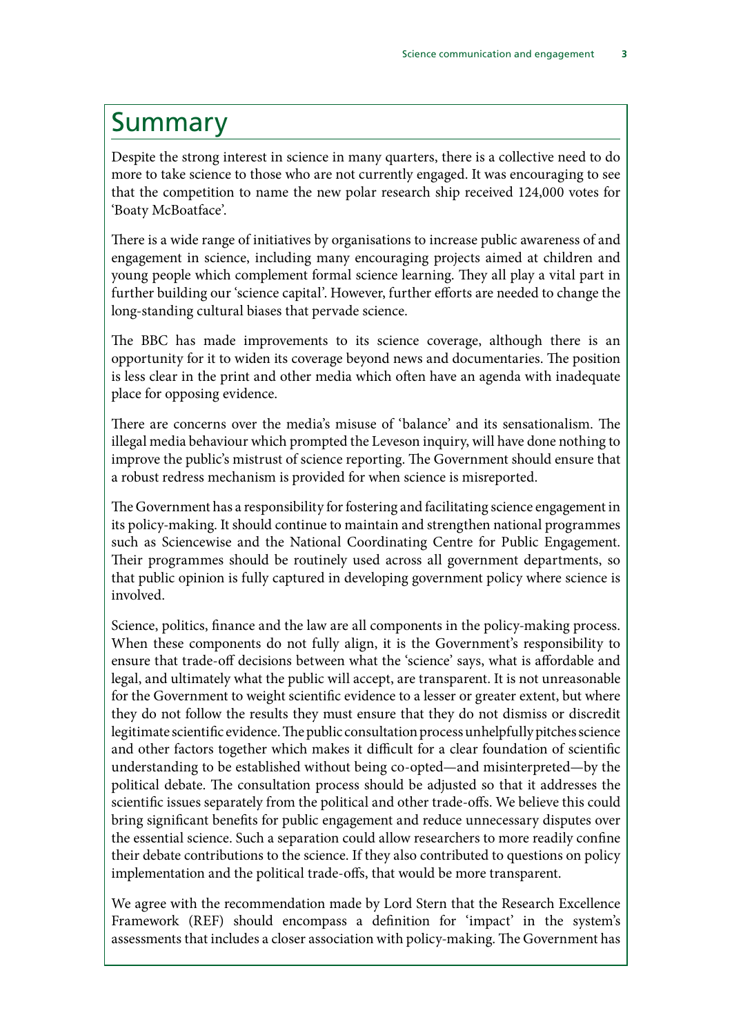# Summary

Despite the strong interest in science in many quarters, there is a collective need to do more to take science to those who are not currently engaged. It was encouraging to see that the competition to name the new polar research ship received 124,000 votes for 'Boaty McBoatface'.

There is a wide range of initiatives by organisations to increase public awareness of and engagement in science, including many encouraging projects aimed at children and young people which complement formal science learning. They all play a vital part in further building our 'science capital'. However, further efforts are needed to change the long-standing cultural biases that pervade science.

The BBC has made improvements to its science coverage, although there is an opportunity for it to widen its coverage beyond news and documentaries. The position is less clear in the print and other media which often have an agenda with inadequate place for opposing evidence.

There are concerns over the media's misuse of 'balance' and its sensationalism. The illegal media behaviour which prompted the Leveson inquiry, will have done nothing to improve the public's mistrust of science reporting. The Government should ensure that a robust redress mechanism is provided for when science is misreported.

The Government has a responsibility for fostering and facilitating science engagement in its policy-making. It should continue to maintain and strengthen national programmes such as Sciencewise and the National Coordinating Centre for Public Engagement. Their programmes should be routinely used across all government departments, so that public opinion is fully captured in developing government policy where science is involved.

Science, politics, finance and the law are all components in the policy-making process. When these components do not fully align, it is the Government's responsibility to ensure that trade-off decisions between what the 'science' says, what is affordable and legal, and ultimately what the public will accept, are transparent. It is not unreasonable for the Government to weight scientific evidence to a lesser or greater extent, but where they do not follow the results they must ensure that they do not dismiss or discredit legitimate scientific evidence. The public consultation process unhelpfully pitches science and other factors together which makes it difficult for a clear foundation of scientific understanding to be established without being co-opted—and misinterpreted—by the political debate. The consultation process should be adjusted so that it addresses the scientific issues separately from the political and other trade-offs. We believe this could bring significant benefits for public engagement and reduce unnecessary disputes over the essential science. Such a separation could allow researchers to more readily confine their debate contributions to the science. If they also contributed to questions on policy implementation and the political trade-offs, that would be more transparent.

We agree with the recommendation made by Lord Stern that the Research Excellence Framework (REF) should encompass a definition for 'impact' in the system's assessments that includes a closer association with policy-making. The Government has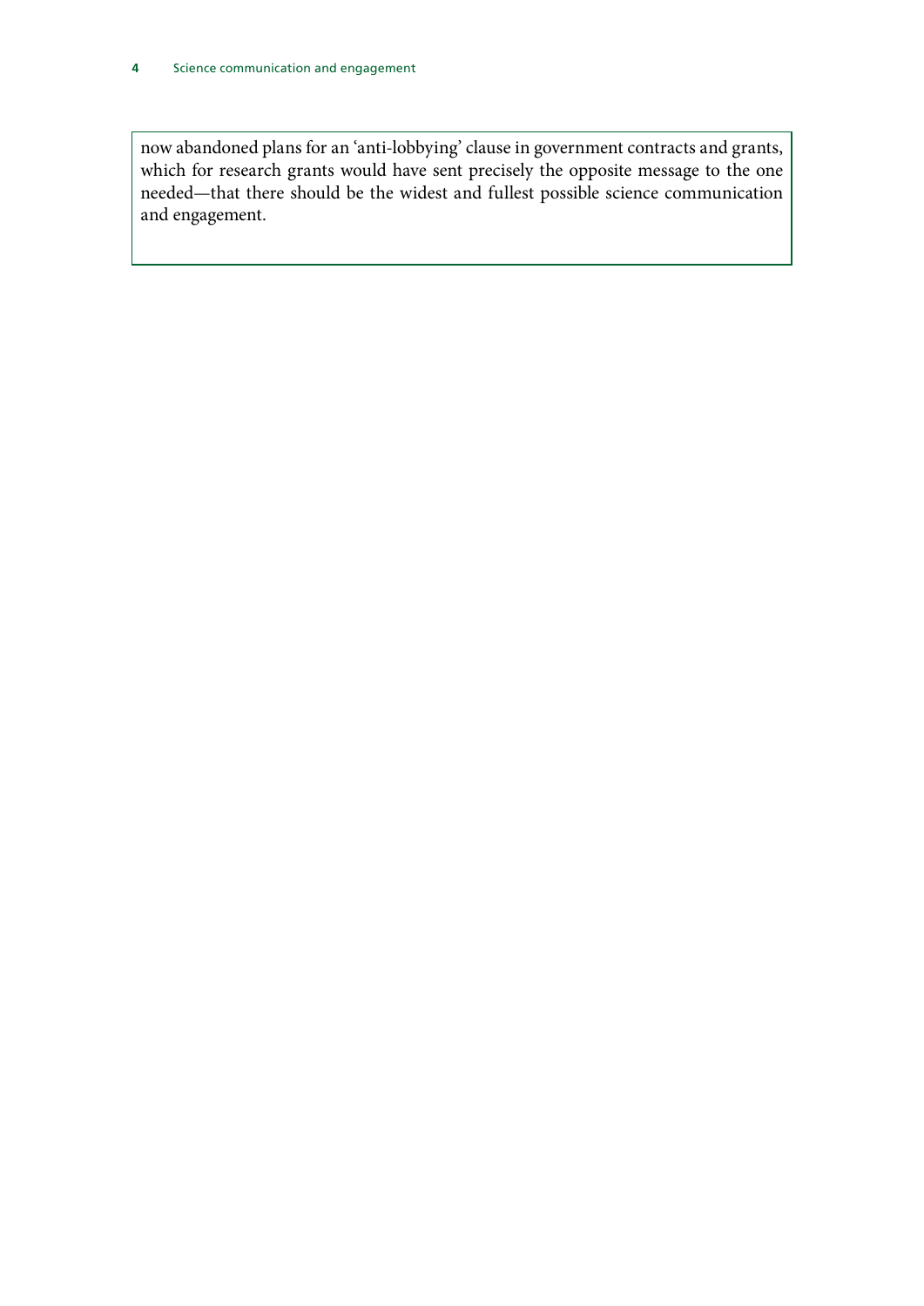now abandoned plans for an 'anti-lobbying' clause in government contracts and grants, which for research grants would have sent precisely the opposite message to the one needed—that there should be the widest and fullest possible science communication and engagement.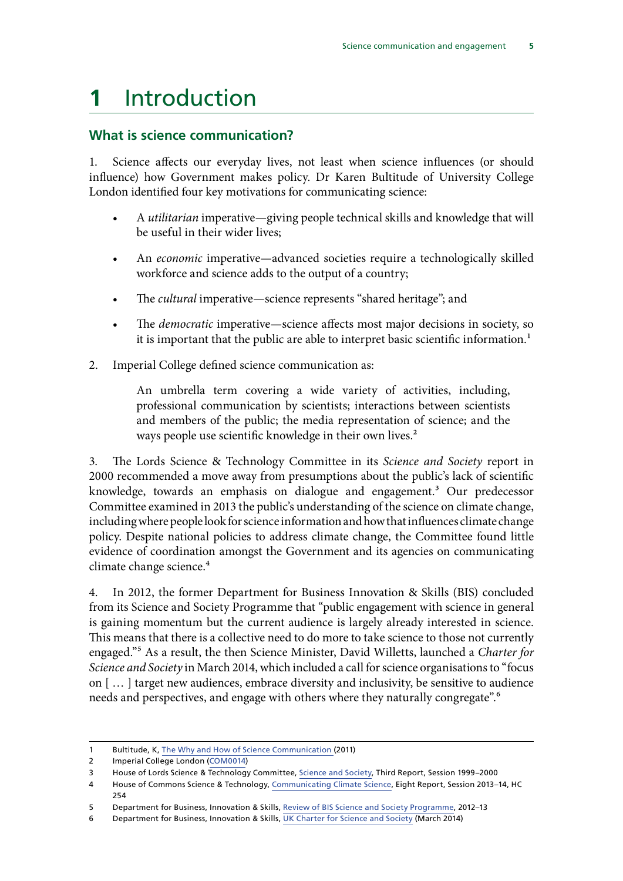# 1 Introduction

## What is science communication?

1. Science affects our everyday lives, not least when science influences (or should influence) how Government makes policy. Dr Karen Bultitude of University College London identified four key motivations for communicating science:

- A *utilitarian* imperative—giving people technical skills and knowledge that will be useful in their wider lives;
- An *economic* imperative—advanced societies require a technologically skilled workforce and science adds to the output of a country;
- The *cultural* imperative—science represents "shared heritage"; and
- The *democratic* imperative—science affects most major decisions in society, so it is important that the public are able to interpret basic scientific information.[1]

2. Imperial College defined science communication as:

> An umbrella term covering a wide variety of activities, including, professional communication by scientists; interactions between scientists and members of the public; the media representation of science; and the ways people use scientific knowledge in their own lives.[2]

3. The Lords Science & Technology Committee in its *Science and Society* report in 2000 recommended a move away from presumptions about the public's lack of scientific knowledge, towards an emphasis on dialogue and engagement.[3] Our predecessor Committee examined in 2013 the public's understanding of the science on climate change, including where people look for science information and how that influences climate change policy. Despite national policies to address climate change, the Committee found little evidence of coordination amongst the Government and its agencies on communicating climate change science.[4]

4. In 2012, the former Department for Business Innovation & Skills (BIS) concluded from its Science and Society Programme that "public engagement with science in general is gaining momentum but the current audience is largely already interested in science. This means that there is a collective need to do more to take science to those not currently engaged."[5] As a result, the then Science Minister, David Willetts, launched a *Charter for Science and Society* in March 2014, which included a call for science organisations to "focus on [ … ] target new audiences, embrace diversity and inclusivity, be sensitive to audience needs and perspectives, and engage with others where they naturally congregate".[6]

---

1 Bultitude, K, The Why and How of Science Communication (2011)

2 Imperial College London (COM0014)

3 House of Lords Science & Technology Committee, Science and Society, Third Report, Session 1999–2000

4 House of Commons Science & Technology, Communicating Climate Science, Eight Report, Session 2013–14, HC 254

5 Department for Business, Innovation & Skills, Review of BIS Science and Society Programme, 2012–13

6 Department for Business, Innovation & Skills, UK Charter for Science and Society (March 2014)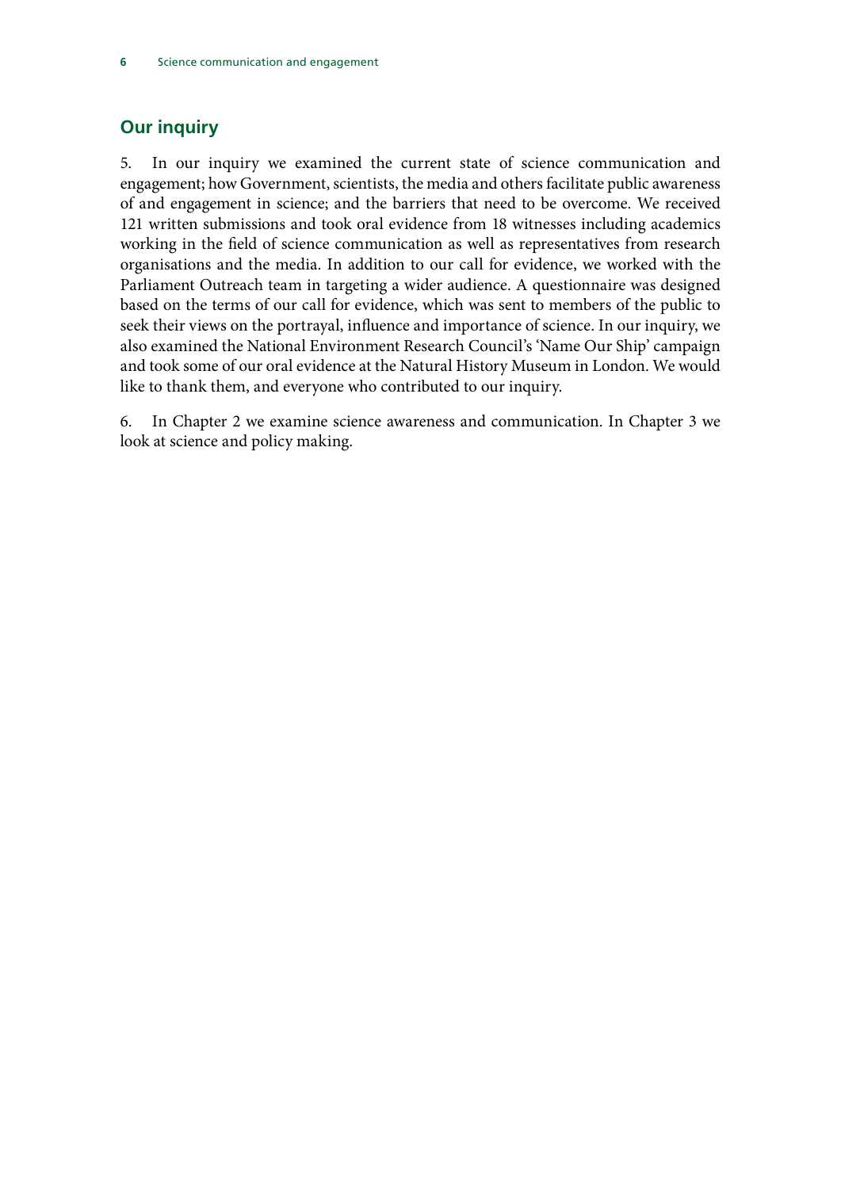## Our inquiry

5. In our inquiry we examined the current state of science communication and engagement; how Government, scientists, the media and others facilitate public awareness of and engagement in science; and the barriers that need to be overcome. We received 121 written submissions and took oral evidence from 18 witnesses including academics working in the field of science communication as well as representatives from research organisations and the media. In addition to our call for evidence, we worked with the Parliament Outreach team in targeting a wider audience. A questionnaire was designed based on the terms of our call for evidence, which was sent to members of the public to seek their views on the portrayal, influence and importance of science. In our inquiry, we also examined the National Environment Research Council's 'Name Our Ship' campaign and took some of our oral evidence at the Natural History Museum in London. We would like to thank them, and everyone who contributed to our inquiry.

6. In Chapter 2 we examine science awareness and communication. In Chapter 3 we look at science and policy making.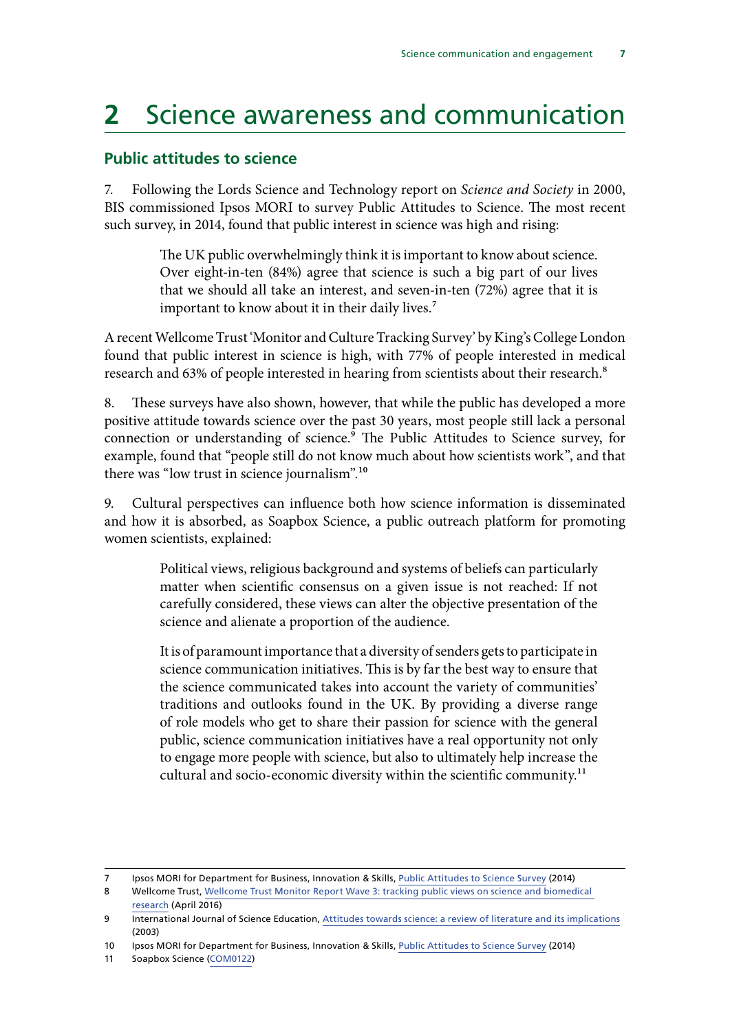# 2 Science awareness and communication

## Public attitudes to science

7. Following the Lords Science and Technology report on *Science and Society* in 2000, BIS commissioned Ipsos MORI to survey Public Attitudes to Science. The most recent such survey, in 2014, found that public interest in science was high and rising:

> The UK public overwhelmingly think it is important to know about science. Over eight-in-ten (84%) agree that science is such a big part of our lives that we should all take an interest, and seven-in-ten (72%) agree that it is important to know about it in their daily lives.[7]

A recent Wellcome Trust 'Monitor and Culture Tracking Survey' by King's College London found that public interest in science is high, with 77% of people interested in medical research and 63% of people interested in hearing from scientists about their research.[8]

8. These surveys have also shown, however, that while the public has developed a more positive attitude towards science over the past 30 years, most people still lack a personal connection or understanding of science.[9] The Public Attitudes to Science survey, for example, found that "people still do not know much about how scientists work", and that there was "low trust in science journalism".[10]

9. Cultural perspectives can influence both how science information is disseminated and how it is absorbed, as Soapbox Science, a public outreach platform for promoting women scientists, explained:

> Political views, religious background and systems of beliefs can particularly matter when scientific consensus on a given issue is not reached: If not carefully considered, these views can alter the objective presentation of the science and alienate a proportion of the audience.
>
> It is of paramount importance that a diversity of senders gets to participate in science communication initiatives. This is by far the best way to ensure that the science communicated takes into account the variety of communities' traditions and outlooks found in the UK. By providing a diverse range of role models who get to share their passion for science with the general public, science communication initiatives have a real opportunity not only to engage more people with science, but also to ultimately help increase the cultural and socio-economic diversity within the scientific community.[11]

---

7 Ipsos MORI for Department for Business, Innovation & Skills, Public Attitudes to Science Survey (2014)

8 Wellcome Trust, Wellcome Trust Monitor Report Wave 3: tracking public views on science and biomedical research (April 2016)

9 International Journal of Science Education, Attitudes towards science: a review of literature and its implications (2003)

10 Ipsos MORI for Department for Business, Innovation & Skills, Public Attitudes to Science Survey (2014)

11 Soapbox Science (COM0122)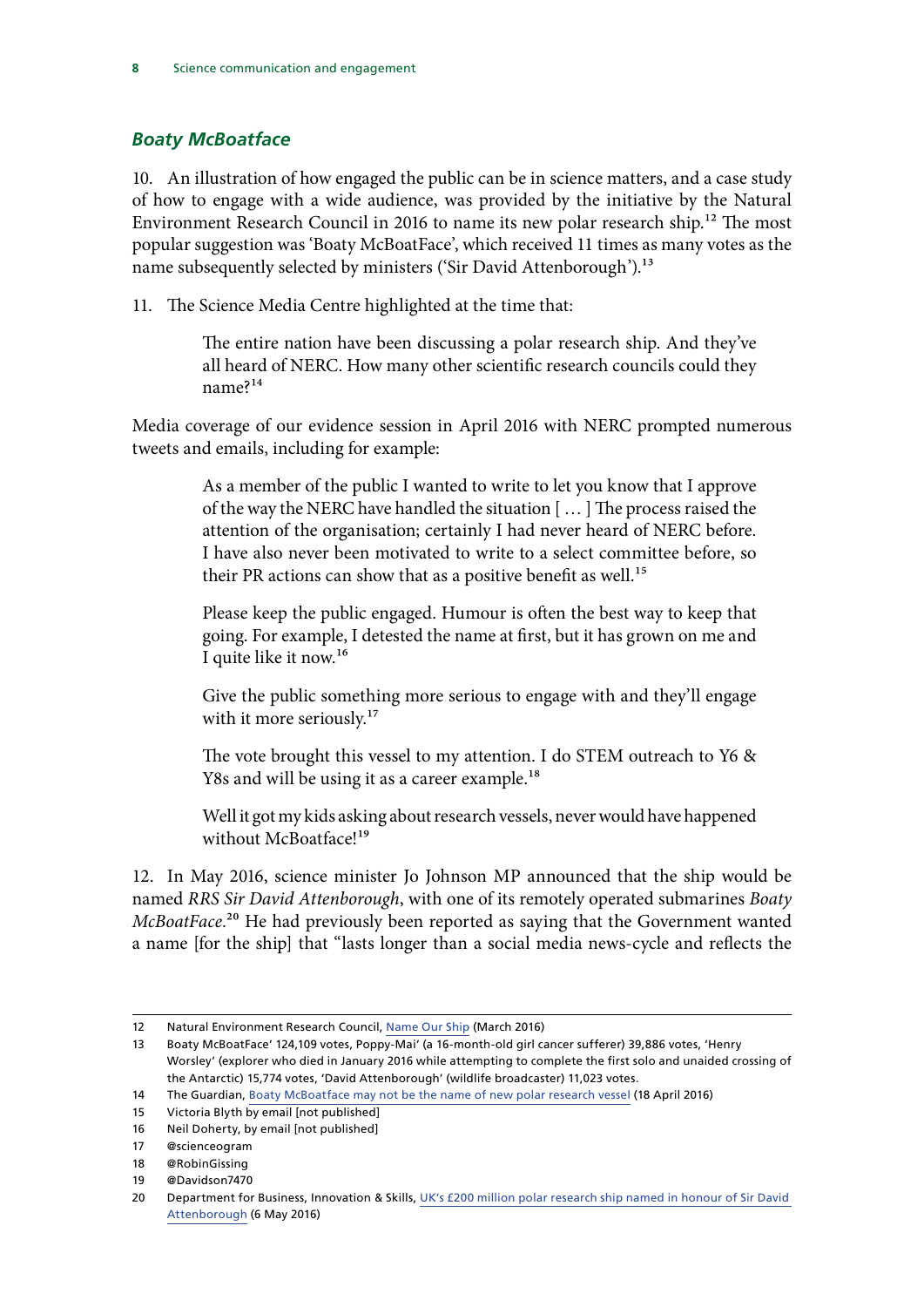### *Boaty McBoatface*

10. An illustration of how engaged the public can be in science matters, and a case study of how to engage with a wide audience, was provided by the initiative by the Natural Environment Research Council in 2016 to name its new polar research ship.[12] The most popular suggestion was 'Boaty McBoatFace', which received 11 times as many votes as the name subsequently selected by ministers ('Sir David Attenborough').[13]

11. The Science Media Centre highlighted at the time that:

> The entire nation have been discussing a polar research ship. And they've all heard of NERC. How many other scientific research councils could they name?[14]

Media coverage of our evidence session in April 2016 with NERC prompted numerous tweets and emails, including for example:

> As a member of the public I wanted to write to let you know that I approve of the way the NERC have handled the situation [ … ] The process raised the attention of the organisation; certainly I had never heard of NERC before. I have also never been motivated to write to a select committee before, so their PR actions can show that as a positive benefit as well.[15]
>
> Please keep the public engaged. Humour is often the best way to keep that going. For example, I detested the name at first, but it has grown on me and I quite like it now.[16]
>
> Give the public something more serious to engage with and they'll engage with it more seriously.[17]
>
> The vote brought this vessel to my attention. I do STEM outreach to Y6 & Y8s and will be using it as a career example.[18]
>
> Well it got my kids asking about research vessels, never would have happened without McBoatface![19]

12. In May 2016, science minister Jo Johnson MP announced that the ship would be named *RRS Sir David Attenborough*, with one of its remotely operated submarines *Boaty McBoatFace*.[20] He had previously been reported as saying that the Government wanted a name [for the ship] that "lasts longer than a social media news-cycle and reflects the

---

12 Natural Environment Research Council, Name Our Ship (March 2016)

13 Boaty McBoatFace' 124,109 votes, Poppy-Mai' (a 16-month-old girl cancer sufferer) 39,886 votes, 'Henry Worsley' (explorer who died in January 2016 while attempting to complete the first solo and unaided crossing of the Antarctic) 15,774 votes, 'David Attenborough' (wildlife broadcaster) 11,023 votes.

14 The Guardian, Boaty McBoatface may not be the name of new polar research vessel (18 April 2016)

15 Victoria Blyth by email [not published]

16 Neil Doherty, by email [not published]

17 @scienceogram

18 @RobinGissing

19 @Davidson7470

20 Department for Business, Innovation & Skills, UK's £200 million polar research ship named in honour of Sir David Attenborough (6 May 2016)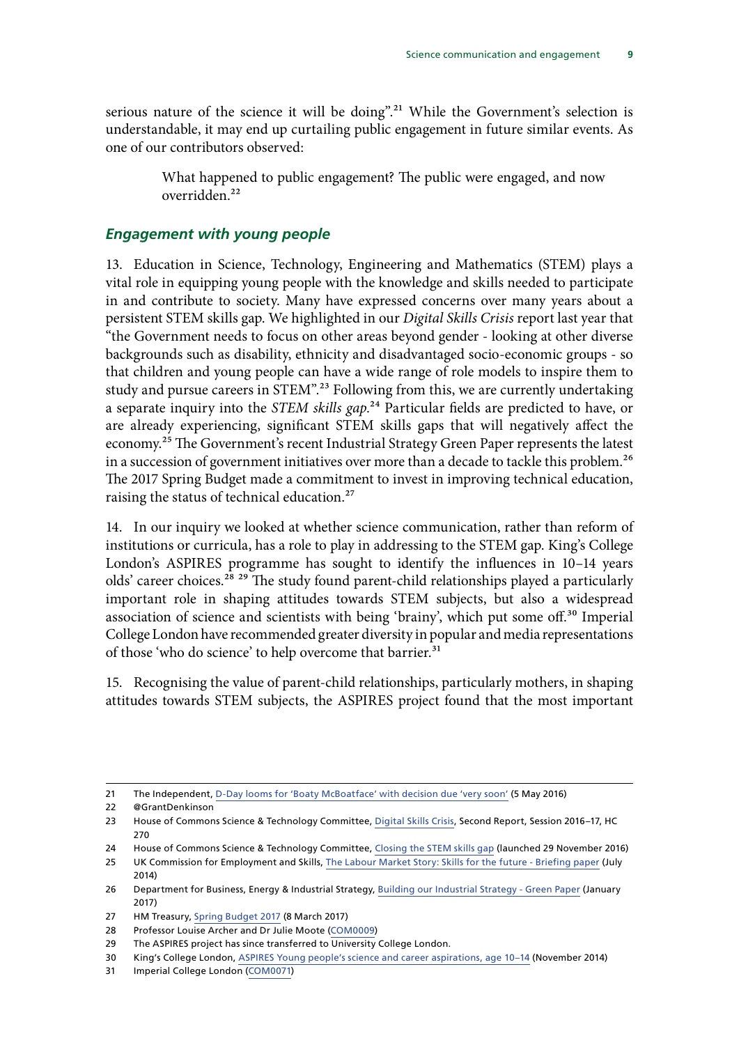serious nature of the science it will be doing".[21] While the Government's selection is understandable, it may end up curtailing public engagement in future similar events. As one of our contributors observed:

> What happened to public engagement? The public were engaged, and now overridden.[22]

### *Engagement with young people*

13. Education in Science, Technology, Engineering and Mathematics (STEM) plays a vital role in equipping young people with the knowledge and skills needed to participate in and contribute to society. Many have expressed concerns over many years about a persistent STEM skills gap. We highlighted in our *Digital Skills Crisis* report last year that "the Government needs to focus on other areas beyond gender - looking at other diverse backgrounds such as disability, ethnicity and disadvantaged socio-economic groups - so that children and young people can have a wide range of role models to inspire them to study and pursue careers in STEM".[23] Following from this, we are currently undertaking a separate inquiry into the *STEM skills gap*.[24] Particular fields are predicted to have, or are already experiencing, significant STEM skills gaps that will negatively affect the economy.[25] The Government's recent Industrial Strategy Green Paper represents the latest in a succession of government initiatives over more than a decade to tackle this problem.[26] The 2017 Spring Budget made a commitment to invest in improving technical education, raising the status of technical education.[27]

14. In our inquiry we looked at whether science communication, rather than reform of institutions or curricula, has a role to play in addressing to the STEM gap. King's College London's ASPIRES programme has sought to identify the influences in 10–14 years olds' career choices.[28] [29] The study found parent-child relationships played a particularly important role in shaping attitudes towards STEM subjects, but also a widespread association of science and scientists with being 'brainy', which put some off.[30] Imperial College London have recommended greater diversity in popular and media representations of those 'who do science' to help overcome that barrier.[31]

15. Recognising the value of parent-child relationships, particularly mothers, in shaping attitudes towards STEM subjects, the ASPIRES project found that the most important

---

21 The Independent, D-Day looms for 'Boaty McBoatface' with decision due 'very soon' (5 May 2016)

22 @GrantDenkinson

23 House of Commons Science & Technology Committee, Digital Skills Crisis, Second Report, Session 2016–17, HC 270

24 House of Commons Science & Technology Committee, Closing the STEM skills gap (launched 29 November 2016)

25 UK Commission for Employment and Skills, The Labour Market Story: Skills for the future - Briefing paper (July 2014)

26 Department for Business, Energy & Industrial Strategy, Building our Industrial Strategy - Green Paper (January 2017)

27 HM Treasury, Spring Budget 2017 (8 March 2017)

28 Professor Louise Archer and Dr Julie Moote (COM0009)

29 The ASPIRES project has since transferred to University College London.

30 King's College London, ASPIRES Young people's science and career aspirations, age 10–14 (November 2014)

31 Imperial College London (COM0071)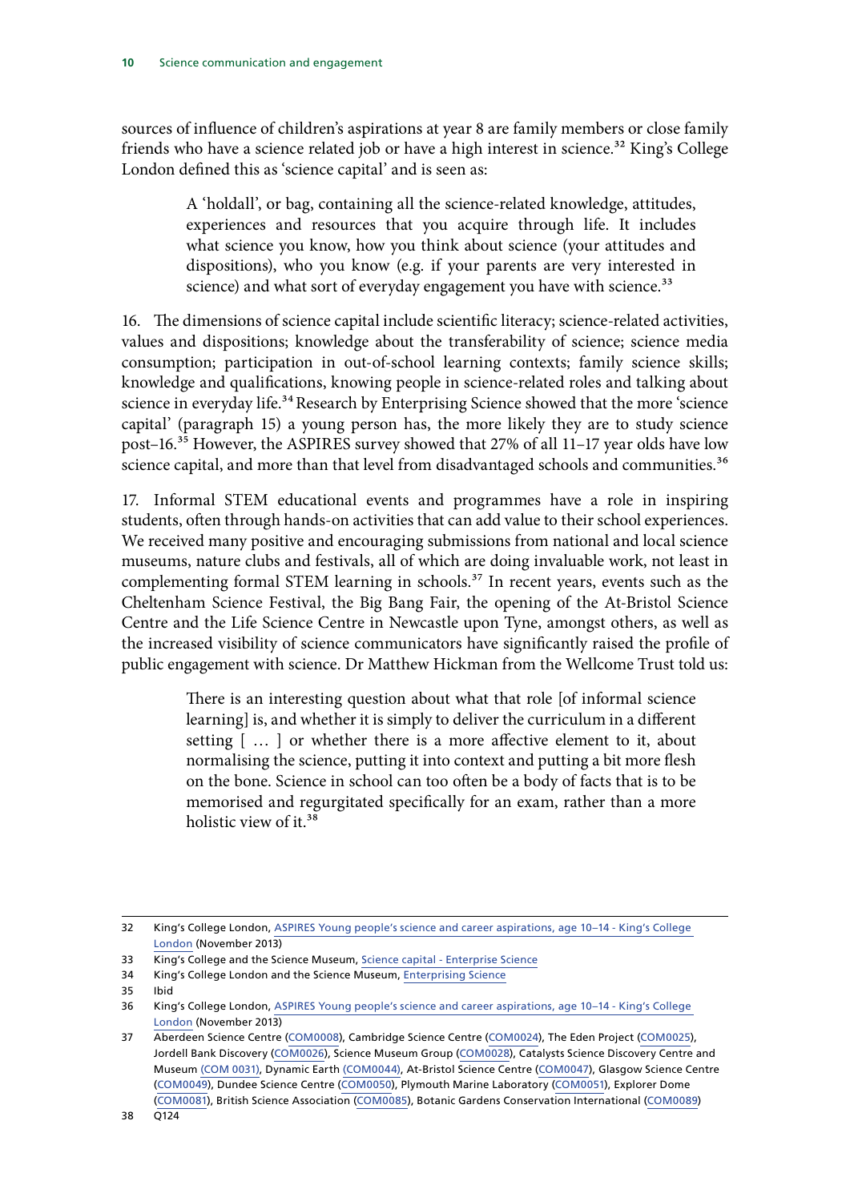sources of influence of children's aspirations at year 8 are family members or close family friends who have a science related job or have a high interest in science.[32] King's College London defined this as 'science capital' and is seen as:

> A 'holdall', or bag, containing all the science-related knowledge, attitudes, experiences and resources that you acquire through life. It includes what science you know, how you think about science (your attitudes and dispositions), who you know (e.g. if your parents are very interested in science) and what sort of everyday engagement you have with science.[33]

16. The dimensions of science capital include scientific literacy; science-related activities, values and dispositions; knowledge about the transferability of science; science media consumption; participation in out-of-school learning contexts; family science skills; knowledge and qualifications, knowing people in science-related roles and talking about science in everyday life.[34] Research by Enterprising Science showed that the more 'science capital' (paragraph 15) a young person has, the more likely they are to study science post–16.[35] However, the ASPIRES survey showed that 27% of all 11–17 year olds have low science capital, and more than that level from disadvantaged schools and communities.[36]

17. Informal STEM educational events and programmes have a role in inspiring students, often through hands-on activities that can add value to their school experiences. We received many positive and encouraging submissions from national and local science museums, nature clubs and festivals, all of which are doing invaluable work, not least in complementing formal STEM learning in schools.[37] In recent years, events such as the Cheltenham Science Festival, the Big Bang Fair, the opening of the At-Bristol Science Centre and the Life Science Centre in Newcastle upon Tyne, amongst others, as well as the increased visibility of science communicators have significantly raised the profile of public engagement with science. Dr Matthew Hickman from the Wellcome Trust told us:

> There is an interesting question about what that role [of informal science learning] is, and whether it is simply to deliver the curriculum in a different setting [ … ] or whether there is a more affective element to it, about normalising the science, putting it into context and putting a bit more flesh on the bone. Science in school can too often be a body of facts that is to be memorised and regurgitated specifically for an exam, rather than a more holistic view of it.[38]

---

32 King's College London, ASPIRES Young people's science and career aspirations, age 10–14 - King's College London (November 2013)

33 King's College and the Science Museum, Science capital - Enterprise Science

34 King's College London and the Science Museum, Enterprising Science

35 Ibid

36 King's College London, ASPIRES Young people's science and career aspirations, age 10–14 - King's College London (November 2013)

37 Aberdeen Science Centre (COM0008), Cambridge Science Centre (COM0024), The Eden Project (COM0025), Jordell Bank Discovery (COM0026), Science Museum Group (COM0028), Catalysts Science Discovery Centre and Museum (COM 0031), Dynamic Earth (COM0044), At-Bristol Science Centre (COM0047), Glasgow Science Centre (COM0049), Dundee Science Centre (COM0050), Plymouth Marine Laboratory (COM0051), Explorer Dome (COM0081), British Science Association (COM0085), Botanic Gardens Conservation International (COM0089)

38 Q124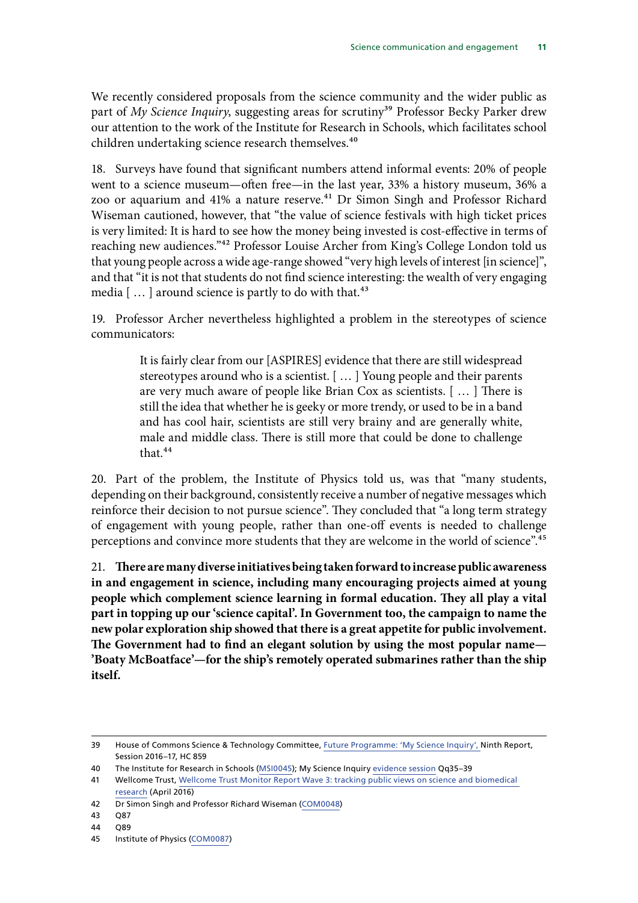We recently considered proposals from the science community and the wider public as part of *My Science Inquiry*, suggesting areas for scrutiny[39] Professor Becky Parker drew our attention to the work of the Institute for Research in Schools, which facilitates school children undertaking science research themselves.[40]

18. Surveys have found that significant numbers attend informal events: 20% of people went to a science museum—often free—in the last year, 33% a history museum, 36% a zoo or aquarium and 41% a nature reserve.[41] Dr Simon Singh and Professor Richard Wiseman cautioned, however, that "the value of science festivals with high ticket prices is very limited: It is hard to see how the money being invested is cost-effective in terms of reaching new audiences."[42] Professor Louise Archer from King's College London told us that young people across a wide age-range showed "very high levels of interest [in science]", and that "it is not that students do not find science interesting: the wealth of very engaging media [ … ] around science is partly to do with that.[43]

19. Professor Archer nevertheless highlighted a problem in the stereotypes of science communicators:

> It is fairly clear from our [ASPIRES] evidence that there are still widespread stereotypes around who is a scientist. [ … ] Young people and their parents are very much aware of people like Brian Cox as scientists. [ … ] There is still the idea that whether he is geeky or more trendy, or used to be in a band and has cool hair, scientists are still very brainy and are generally white, male and middle class. There is still more that could be done to challenge that.[44]

20. Part of the problem, the Institute of Physics told us, was that "many students, depending on their background, consistently receive a number of negative messages which reinforce their decision to not pursue science". They concluded that "a long term strategy of engagement with young people, rather than one-off events is needed to challenge perceptions and convince more students that they are welcome in the world of science".[45]

21. **There are many diverse initiatives being taken forward to increase public awareness in and engagement in science, including many encouraging projects aimed at young people which complement science learning in formal education. They all play a vital part in topping up our 'science capital'. In Government too, the campaign to name the new polar exploration ship showed that there is a great appetite for public involvement. The Government had to find an elegant solution by using the most popular name—'Boaty McBoatface'—for the ship's remotely operated submarines rather than the ship itself.**

---

39 House of Commons Science & Technology Committee, Future Programme: 'My Science Inquiry', Ninth Report, Session 2016–17, HC 859

40 The Institute for Research in Schools (MSI0045); My Science Inquiry evidence session Qq35–39

41 Wellcome Trust, Wellcome Trust Monitor Report Wave 3: tracking public views on science and biomedical research (April 2016)

42 Dr Simon Singh and Professor Richard Wiseman (COM0048)

43 Q87

44 Q89

45 Institute of Physics (COM0087)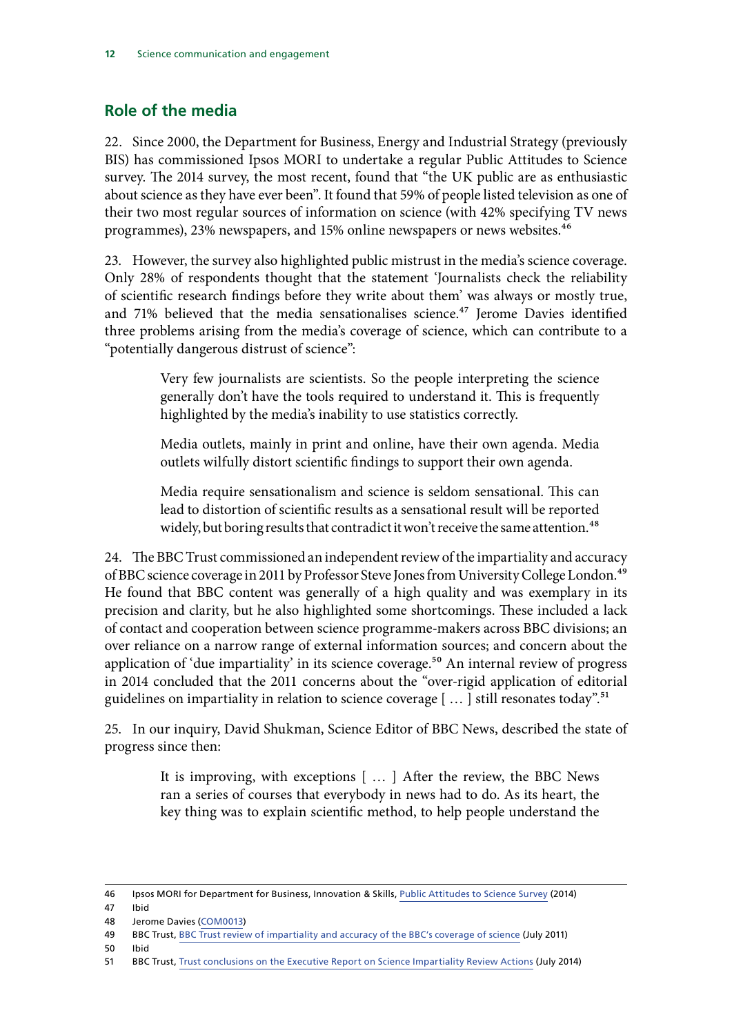## Role of the media

22. Since 2000, the Department for Business, Energy and Industrial Strategy (previously BIS) has commissioned Ipsos MORI to undertake a regular Public Attitudes to Science survey. The 2014 survey, the most recent, found that "the UK public are as enthusiastic about science as they have ever been". It found that 59% of people listed television as one of their two most regular sources of information on science (with 42% specifying TV news programmes), 23% newspapers, and 15% online newspapers or news websites.[46]

23. However, the survey also highlighted public mistrust in the media's science coverage. Only 28% of respondents thought that the statement 'Journalists check the reliability of scientific research findings before they write about them' was always or mostly true, and 71% believed that the media sensationalises science.[47] Jerome Davies identified three problems arising from the media's coverage of science, which can contribute to a "potentially dangerous distrust of science":

> Very few journalists are scientists. So the people interpreting the science generally don't have the tools required to understand it. This is frequently highlighted by the media's inability to use statistics correctly.
>
> Media outlets, mainly in print and online, have their own agenda. Media outlets wilfully distort scientific findings to support their own agenda.
>
> Media require sensationalism and science is seldom sensational. This can lead to distortion of scientific results as a sensational result will be reported widely, but boring results that contradict it won't receive the same attention.[48]

24. The BBC Trust commissioned an independent review of the impartiality and accuracy of BBC science coverage in 2011 by Professor Steve Jones from University College London.[49] He found that BBC content was generally of a high quality and was exemplary in its precision and clarity, but he also highlighted some shortcomings. These included a lack of contact and cooperation between science programme-makers across BBC divisions; an over reliance on a narrow range of external information sources; and concern about the application of 'due impartiality' in its science coverage.[50] An internal review of progress in 2014 concluded that the 2011 concerns about the "over-rigid application of editorial guidelines on impartiality in relation to science coverage [ … ] still resonates today".[51]

25. In our inquiry, David Shukman, Science Editor of BBC News, described the state of progress since then:

> It is improving, with exceptions [ … ] After the review, the BBC News ran a series of courses that everybody in news had to do. As its heart, the key thing was to explain scientific method, to help people understand the

---

46 Ipsos MORI for Department for Business, Innovation & Skills, Public Attitudes to Science Survey (2014)

47 Ibid

48 Jerome Davies (COM0013)

49 BBC Trust, BBC Trust review of impartiality and accuracy of the BBC's coverage of science (July 2011)

50 Ibid

51 BBC Trust, Trust conclusions on the Executive Report on Science Impartiality Review Actions (July 2014)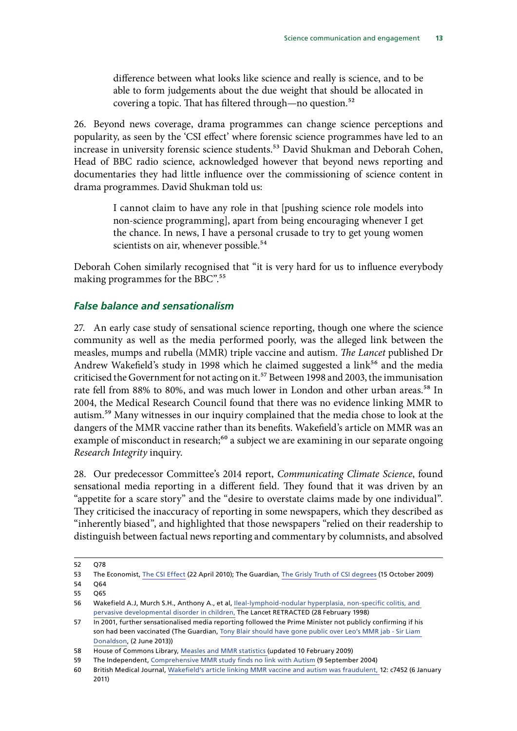> difference between what looks like science and really is science, and to be able to form judgements about the due weight that should be allocated in covering a topic. That has filtered through—no question.[52]

26. Beyond news coverage, drama programmes can change science perceptions and popularity, as seen by the 'CSI effect' where forensic science programmes have led to an increase in university forensic science students.[53] David Shukman and Deborah Cohen, Head of BBC radio science, acknowledged however that beyond news reporting and documentaries they had little influence over the commissioning of science content in drama programmes. David Shukman told us:

> I cannot claim to have any role in that [pushing science role models into non-science programming], apart from being encouraging whenever I get the chance. In news, I have a personal crusade to try to get young women scientists on air, whenever possible.[54]

Deborah Cohen similarly recognised that "it is very hard for us to influence everybody making programmes for the BBC".[55]

### *False balance and sensationalism*

27. An early case study of sensational science reporting, though one where the science community as well as the media performed poorly, was the alleged link between the measles, mumps and rubella (MMR) triple vaccine and autism. *The Lancet* published Dr Andrew Wakefield's study in 1998 which he claimed suggested a link[56] and the media criticised the Government for not acting on it.[57] Between 1998 and 2003, the immunisation rate fell from 88% to 80%, and was much lower in London and other urban areas.[58] In 2004, the Medical Research Council found that there was no evidence linking MMR to autism.[59] Many witnesses in our inquiry complained that the media chose to look at the dangers of the MMR vaccine rather than its benefits. Wakefield's article on MMR was an example of misconduct in research;[60] a subject we are examining in our separate ongoing *Research Integrity* inquiry.

28. Our predecessor Committee's 2014 report, *Communicating Climate Science*, found sensational media reporting in a different field. They found that it was driven by an "appetite for a scare story" and the "desire to overstate claims made by one individual". They criticised the inaccuracy of reporting in some newspapers, which they described as "inherently biased", and highlighted that those newspapers "relied on their readership to distinguish between factual news reporting and commentary by columnists, and absolved

---

52 Q78

53 The Economist, The CSI Effect (22 April 2010); The Guardian, The Grisly Truth of CSI degrees (15 October 2009)

54 Q64

55 Q65

56 Wakefield A.J, Murch S.H., Anthony A., et al, Ileal-lymphoid-nodular hyperplasia, non-specific colitis, and pervasive developmental disorder in children, The Lancet RETRACTED (28 February 1998)

57 In 2001, further sensationalised media reporting followed the Prime Minister not publicly confirming if his son had been vaccinated (The Guardian, Tony Blair should have gone public over Leo's MMR jab - Sir Liam Donaldson, (2 June 2013))

58 House of Commons Library, Measles and MMR statistics (updated 10 February 2009)

59 The Independent, Comprehensive MMR study finds no link with Autism (9 September 2004)

60 British Medical Journal, Wakefield's article linking MMR vaccine and autism was fraudulent, 12: c7452 (6 January 2011)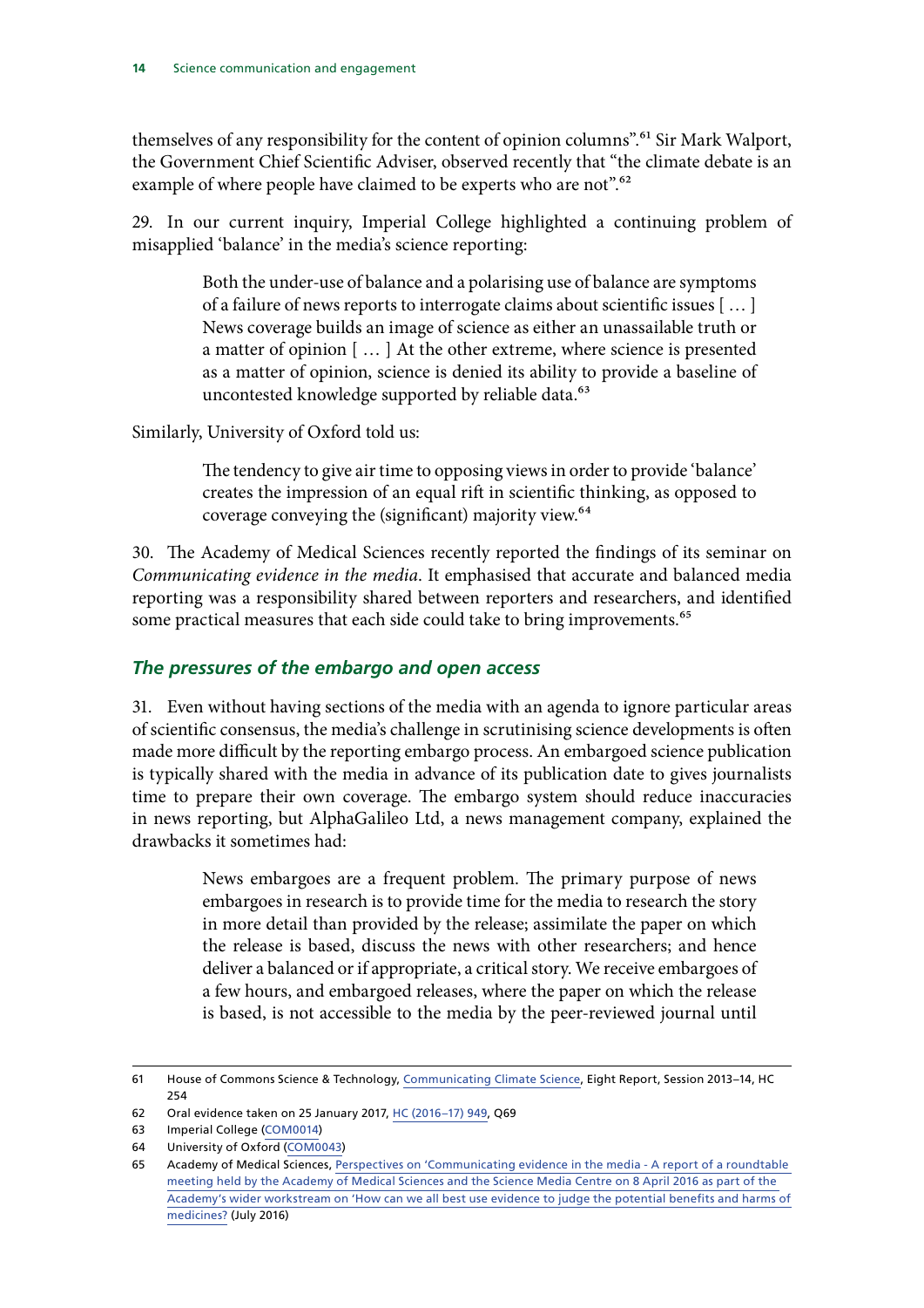themselves of any responsibility for the content of opinion columns".[61] Sir Mark Walport, the Government Chief Scientific Adviser, observed recently that "the climate debate is an example of where people have claimed to be experts who are not".[62]

29. In our current inquiry, Imperial College highlighted a continuing problem of misapplied 'balance' in the media's science reporting:

> Both the under-use of balance and a polarising use of balance are symptoms of a failure of news reports to interrogate claims about scientific issues [ … ] News coverage builds an image of science as either an unassailable truth or a matter of opinion [ … ] At the other extreme, where science is presented as a matter of opinion, science is denied its ability to provide a baseline of uncontested knowledge supported by reliable data.[63]

Similarly, University of Oxford told us:

> The tendency to give air time to opposing views in order to provide 'balance' creates the impression of an equal rift in scientific thinking, as opposed to coverage conveying the (significant) majority view.[64]

30. The Academy of Medical Sciences recently reported the findings of its seminar on *Communicating evidence in the media*. It emphasised that accurate and balanced media reporting was a responsibility shared between reporters and researchers, and identified some practical measures that each side could take to bring improvements.[65]

### *The pressures of the embargo and open access*

31. Even without having sections of the media with an agenda to ignore particular areas of scientific consensus, the media's challenge in scrutinising science developments is often made more difficult by the reporting embargo process. An embargoed science publication is typically shared with the media in advance of its publication date to gives journalists time to prepare their own coverage. The embargo system should reduce inaccuracies in news reporting, but AlphaGalileo Ltd, a news management company, explained the drawbacks it sometimes had:

> News embargoes are a frequent problem. The primary purpose of news embargoes in research is to provide time for the media to research the story in more detail than provided by the release; assimilate the paper on which the release is based, discuss the news with other researchers; and hence deliver a balanced or if appropriate, a critical story. We receive embargoes of a few hours, and embargoed releases, where the paper on which the release is based, is not accessible to the media by the peer-reviewed journal until

---

61 House of Commons Science & Technology, Communicating Climate Science, Eight Report, Session 2013–14, HC 254

62 Oral evidence taken on 25 January 2017, HC (2016–17) 949, Q69

63 Imperial College (COM0014)

64 University of Oxford (COM0043)

65 Academy of Medical Sciences, Perspectives on 'Communicating evidence in the media - A report of a roundtable meeting held by the Academy of Medical Sciences and the Science Media Centre on 8 April 2016 as part of the Academy's wider workstream on 'How can we all best use evidence to judge the potential benefits and harms of medicines? (July 2016)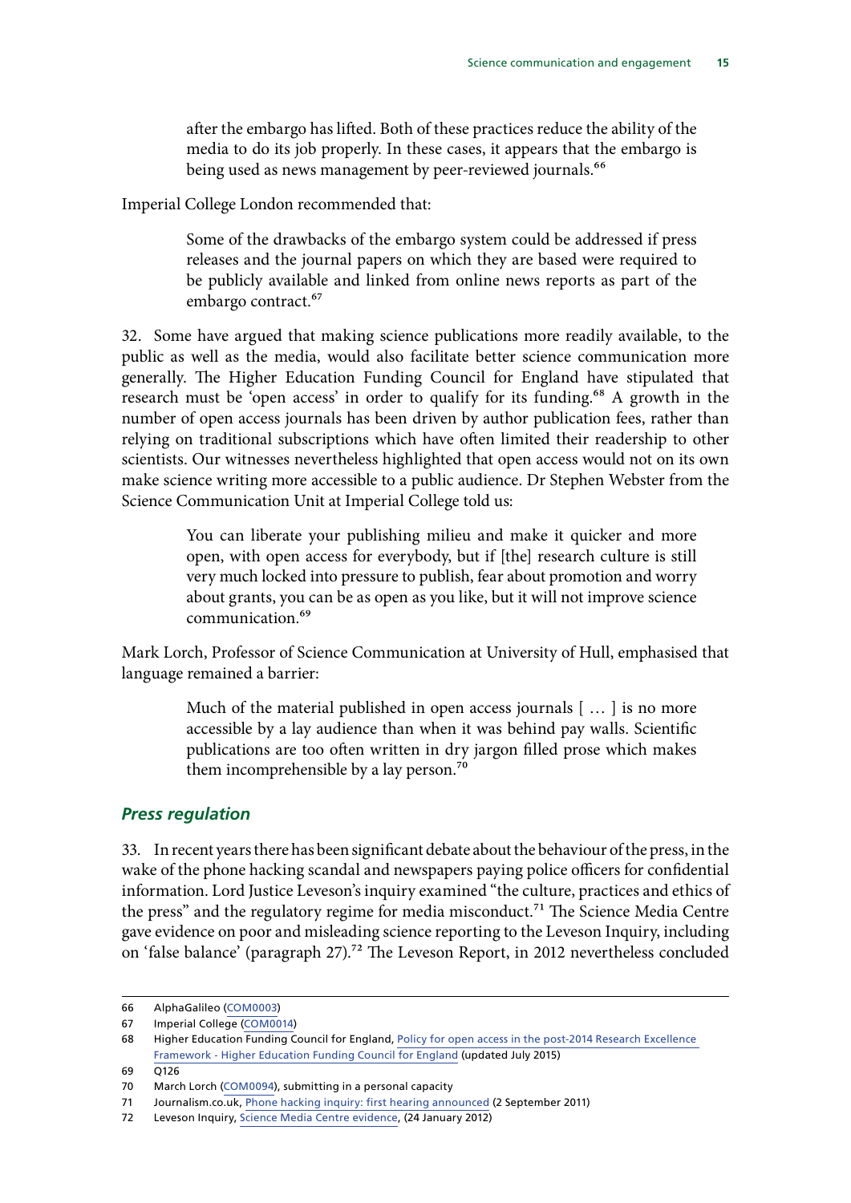> after the embargo has lifted. Both of these practices reduce the ability of the media to do its job properly. In these cases, it appears that the embargo is being used as news management by peer-reviewed journals.[66]

Imperial College London recommended that:

> Some of the drawbacks of the embargo system could be addressed if press releases and the journal papers on which they are based were required to be publicly available and linked from online news reports as part of the embargo contract.[67]

32. Some have argued that making science publications more readily available, to the public as well as the media, would also facilitate better science communication more generally. The Higher Education Funding Council for England have stipulated that research must be 'open access' in order to qualify for its funding.[68] A growth in the number of open access journals has been driven by author publication fees, rather than relying on traditional subscriptions which have often limited their readership to other scientists. Our witnesses nevertheless highlighted that open access would not on its own make science writing more accessible to a public audience. Dr Stephen Webster from the Science Communication Unit at Imperial College told us:

> You can liberate your publishing milieu and make it quicker and more open, with open access for everybody, but if [the] research culture is still very much locked into pressure to publish, fear about promotion and worry about grants, you can be as open as you like, but it will not improve science communication.[69]

Mark Lorch, Professor of Science Communication at University of Hull, emphasised that language remained a barrier:

> Much of the material published in open access journals [ … ] is no more accessible by a lay audience than when it was behind pay walls. Scientific publications are too often written in dry jargon filled prose which makes them incomprehensible by a lay person.[70]

### *Press regulation*

33. In recent years there has been significant debate about the behaviour of the press, in the wake of the phone hacking scandal and newspapers paying police officers for confidential information. Lord Justice Leveson's inquiry examined "the culture, practices and ethics of the press" and the regulatory regime for media misconduct.[71] The Science Media Centre gave evidence on poor and misleading science reporting to the Leveson Inquiry, including on 'false balance' (paragraph 27).[72] The Leveson Report, in 2012 nevertheless concluded

---

66 AlphaGalileo (COM0003)

67 Imperial College (COM0014)

68 Higher Education Funding Council for England, Policy for open access in the post-2014 Research Excellence Framework - Higher Education Funding Council for England (updated July 2015)

69 Q126

70 March Lorch (COM0094), submitting in a personal capacity

71 Journalism.co.uk, Phone hacking inquiry: first hearing announced (2 September 2011)

72 Leveson Inquiry, Science Media Centre evidence, (24 January 2012)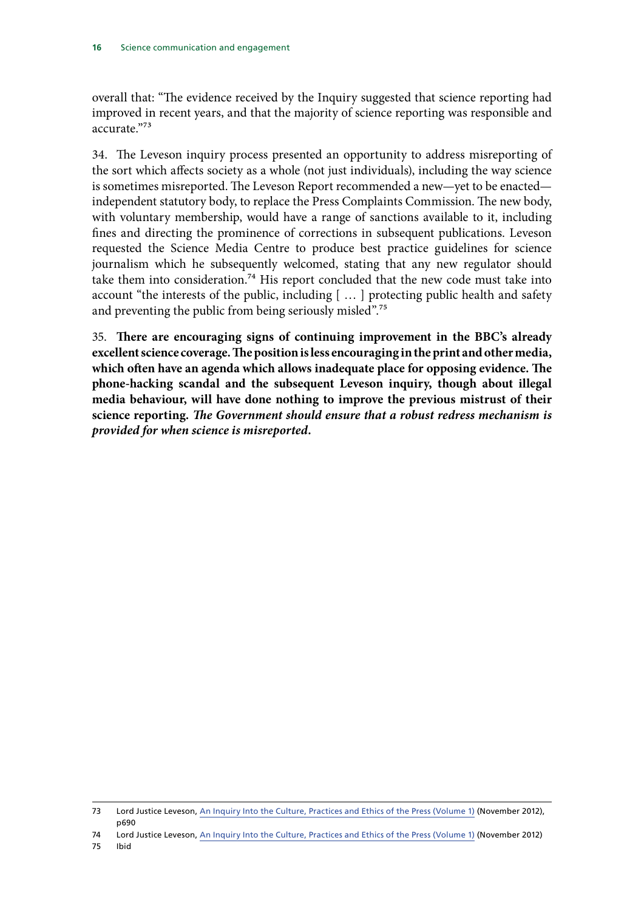overall that: "The evidence received by the Inquiry suggested that science reporting had improved in recent years, and that the majority of science reporting was responsible and accurate."[73]

34. The Leveson inquiry process presented an opportunity to address misreporting of the sort which affects society as a whole (not just individuals), including the way science is sometimes misreported. The Leveson Report recommended a new—yet to be enacted—independent statutory body, to replace the Press Complaints Commission. The new body, with voluntary membership, would have a range of sanctions available to it, including fines and directing the prominence of corrections in subsequent publications. Leveson requested the Science Media Centre to produce best practice guidelines for science journalism which he subsequently welcomed, stating that any new regulator should take them into consideration.[74] His report concluded that the new code must take into account "the interests of the public, including [ … ] protecting public health and safety and preventing the public from being seriously misled".[75]

35. **There are encouraging signs of continuing improvement in the BBC's already excellent science coverage. The position is less encouraging in the print and other media, which often have an agenda which allows inadequate place for opposing evidence. The phone-hacking scandal and the subsequent Leveson inquiry, though about illegal media behaviour, will have done nothing to improve the previous mistrust of their science reporting.** ***The Government should ensure that a robust redress mechanism is provided for when science is misreported.***

---

73 Lord Justice Leveson, An Inquiry Into the Culture, Practices and Ethics of the Press (Volume 1) (November 2012), p690

74 Lord Justice Leveson, An Inquiry Into the Culture, Practices and Ethics of the Press (Volume 1) (November 2012)

75 Ibid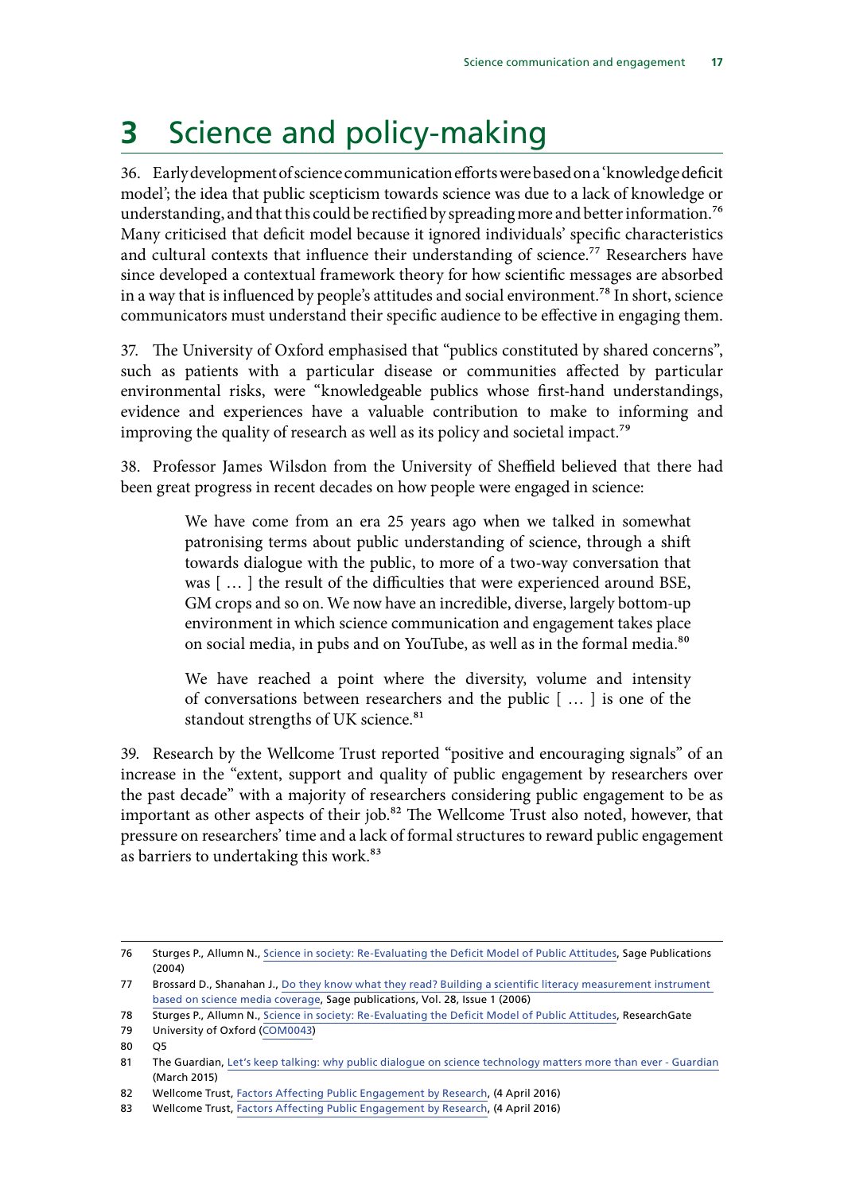# 3 Science and policy-making

36. Early development of science communication efforts were based on a 'knowledge deficit model'; the idea that public scepticism towards science was due to a lack of knowledge or understanding, and that this could be rectified by spreading more and better information.[76] Many criticised that deficit model because it ignored individuals' specific characteristics and cultural contexts that influence their understanding of science.[77] Researchers have since developed a contextual framework theory for how scientific messages are absorbed in a way that is influenced by people's attitudes and social environment.[78] In short, science communicators must understand their specific audience to be effective in engaging them.

37. The University of Oxford emphasised that "publics constituted by shared concerns", such as patients with a particular disease or communities affected by particular environmental risks, were "knowledgeable publics whose first-hand understandings, evidence and experiences have a valuable contribution to make to informing and improving the quality of research as well as its policy and societal impact.[79]

38. Professor James Wilsdon from the University of Sheffield believed that there had been great progress in recent decades on how people were engaged in science:

> We have come from an era 25 years ago when we talked in somewhat patronising terms about public understanding of science, through a shift towards dialogue with the public, to more of a two-way conversation that was [ … ] the result of the difficulties that were experienced around BSE, GM crops and so on. We now have an incredible, diverse, largely bottom-up environment in which science communication and engagement takes place on social media, in pubs and on YouTube, as well as in the formal media.[80]
>
> We have reached a point where the diversity, volume and intensity of conversations between researchers and the public [ … ] is one of the standout strengths of UK science.[81]

39. Research by the Wellcome Trust reported "positive and encouraging signals" of an increase in the "extent, support and quality of public engagement by researchers over the past decade" with a majority of researchers considering public engagement to be as important as other aspects of their job.[82] The Wellcome Trust also noted, however, that pressure on researchers' time and a lack of formal structures to reward public engagement as barriers to undertaking this work.[83]

---

76 Sturges P., Allumn N., Science in society: Re-Evaluating the Deficit Model of Public Attitudes, Sage Publications (2004)

77 Brossard D., Shanahan J., Do they know what they read? Building a scientific literacy measurement instrument based on science media coverage, Sage publications, Vol. 28, Issue 1 (2006)

78 Sturges P., Allumn N., Science in society: Re-Evaluating the Deficit Model of Public Attitudes, ResearchGate

79 University of Oxford (COM0043)

80 Q5

81 The Guardian, Let's keep talking: why public dialogue on science technology matters more than ever - Guardian (March 2015)

82 Wellcome Trust, Factors Affecting Public Engagement by Research, (4 April 2016)

83 Wellcome Trust, Factors Affecting Public Engagement by Research, (4 April 2016)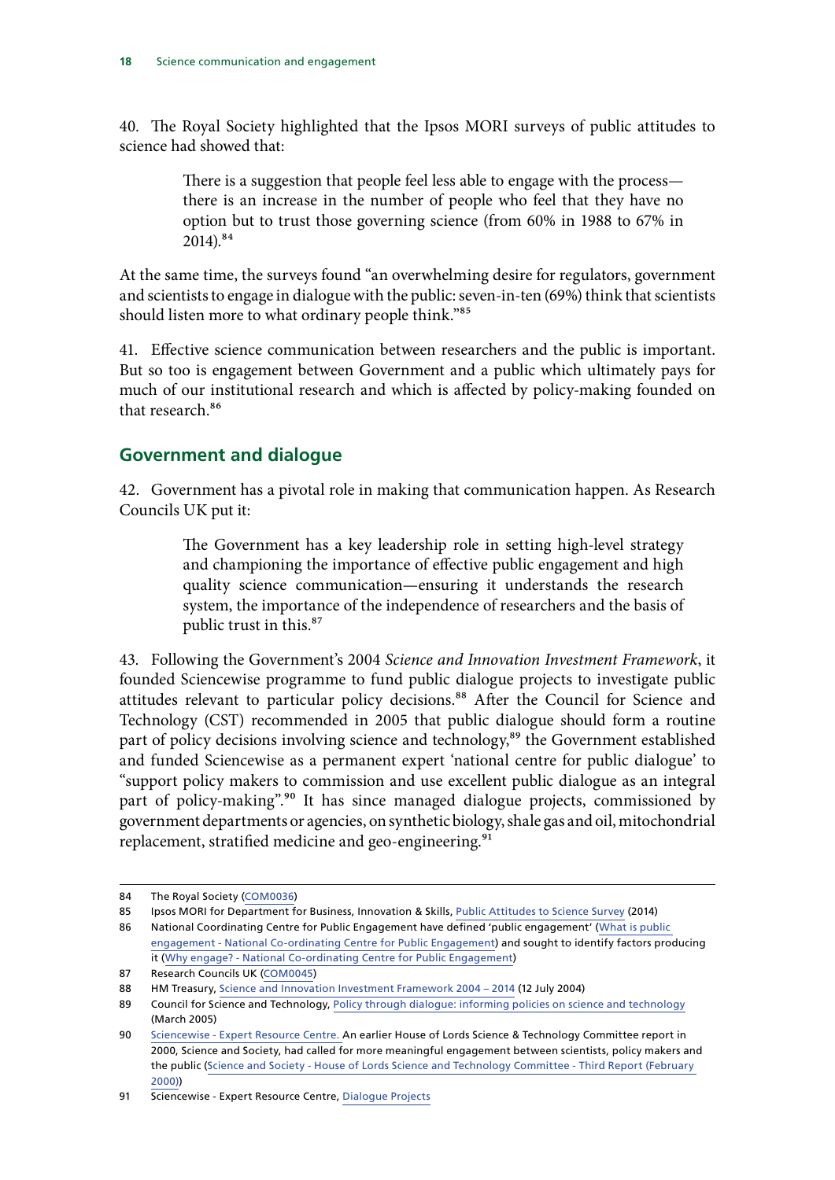40. The Royal Society highlighted that the Ipsos MORI surveys of public attitudes to science had showed that:

> There is a suggestion that people feel less able to engage with the process—there is an increase in the number of people who feel that they have no option but to trust those governing science (from 60% in 1988 to 67% in 2014).[84]

At the same time, the surveys found "an overwhelming desire for regulators, government and scientists to engage in dialogue with the public: seven-in-ten (69%) think that scientists should listen more to what ordinary people think."[85]

41. Effective science communication between researchers and the public is important. But so too is engagement between Government and a public which ultimately pays for much of our institutional research and which is affected by policy-making founded on that research.[86]

## Government and dialogue

42. Government has a pivotal role in making that communication happen. As Research Councils UK put it:

> The Government has a key leadership role in setting high-level strategy and championing the importance of effective public engagement and high quality science communication—ensuring it understands the research system, the importance of the independence of researchers and the basis of public trust in this.[87]

43. Following the Government's 2004 *Science and Innovation Investment Framework*, it founded Sciencewise programme to fund public dialogue projects to investigate public attitudes relevant to particular policy decisions.[88] After the Council for Science and Technology (CST) recommended in 2005 that public dialogue should form a routine part of policy decisions involving science and technology,[89] the Government established and funded Sciencewise as a permanent expert 'national centre for public dialogue' to "support policy makers to commission and use excellent public dialogue as an integral part of policy-making".[90] It has since managed dialogue projects, commissioned by government departments or agencies, on synthetic biology, shale gas and oil, mitochondrial replacement, stratified medicine and geo-engineering.[91]

---

84 The Royal Society (COM0036)

85 Ipsos MORI for Department for Business, Innovation & Skills, Public Attitudes to Science Survey (2014)

86 National Coordinating Centre for Public Engagement have defined 'public engagement' (What is public engagement - National Co-ordinating Centre for Public Engagement) and sought to identify factors producing it (Why engage? - National Co-ordinating Centre for Public Engagement)

87 Research Councils UK (COM0045)

88 HM Treasury, Science and Innovation Investment Framework 2004 – 2014 (12 July 2004)

89 Council for Science and Technology, Policy through dialogue: informing policies on science and technology (March 2005)

90 Sciencewise - Expert Resource Centre. An earlier House of Lords Science & Technology Committee report in 2000, Science and Society, had called for more meaningful engagement between scientists, policy makers and the public (Science and Society - House of Lords Science and Technology Committee - Third Report (February 2000))

91 Sciencewise - Expert Resource Centre, Dialogue Projects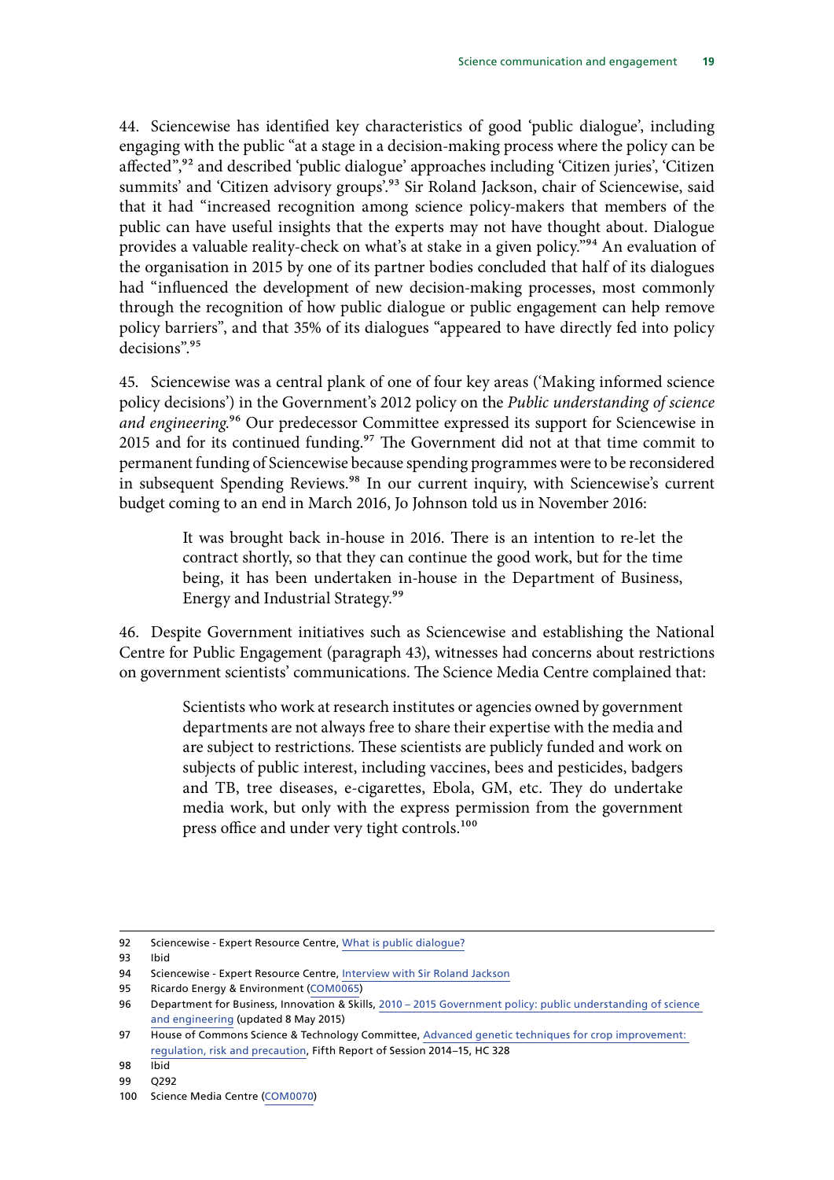44. Sciencewise has identified key characteristics of good 'public dialogue', including engaging with the public "at a stage in a decision-making process where the policy can be affected",[92] and described 'public dialogue' approaches including 'Citizen juries', 'Citizen summits' and 'Citizen advisory groups'.[93] Sir Roland Jackson, chair of Sciencewise, said that it had "increased recognition among science policy-makers that members of the public can have useful insights that the experts may not have thought about. Dialogue provides a valuable reality-check on what's at stake in a given policy."[94] An evaluation of the organisation in 2015 by one of its partner bodies concluded that half of its dialogues had "influenced the development of new decision-making processes, most commonly through the recognition of how public dialogue or public engagement can help remove policy barriers", and that 35% of its dialogues "appeared to have directly fed into policy decisions".[95]

45. Sciencewise was a central plank of one of four key areas ('Making informed science policy decisions') in the Government's 2012 policy on the *Public understanding of science and engineering*.[96] Our predecessor Committee expressed its support for Sciencewise in 2015 and for its continued funding.[97] The Government did not at that time commit to permanent funding of Sciencewise because spending programmes were to be reconsidered in subsequent Spending Reviews.[98] In our current inquiry, with Sciencewise's current budget coming to an end in March 2016, Jo Johnson told us in November 2016:

> It was brought back in-house in 2016. There is an intention to re-let the contract shortly, so that they can continue the good work, but for the time being, it has been undertaken in-house in the Department of Business, Energy and Industrial Strategy.[99]

46. Despite Government initiatives such as Sciencewise and establishing the National Centre for Public Engagement (paragraph 43), witnesses had concerns about restrictions on government scientists' communications. The Science Media Centre complained that:

> Scientists who work at research institutes or agencies owned by government departments are not always free to share their expertise with the media and are subject to restrictions. These scientists are publicly funded and work on subjects of public interest, including vaccines, bees and pesticides, badgers and TB, tree diseases, e-cigarettes, Ebola, GM, etc. They do undertake media work, but only with the express permission from the government press office and under very tight controls.[100]

---

92 Sciencewise - Expert Resource Centre, What is public dialogue?

93 Ibid

94 Sciencewise - Expert Resource Centre, Interview with Sir Roland Jackson

95 Ricardo Energy & Environment (COM0065)

96 Department for Business, Innovation & Skills, 2010 – 2015 Government policy: public understanding of science and engineering (updated 8 May 2015)

97 House of Commons Science & Technology Committee, Advanced genetic techniques for crop improvement: regulation, risk and precaution, Fifth Report of Session 2014–15, HC 328

98 Ibid

99 Q292

100 Science Media Centre (COM0070)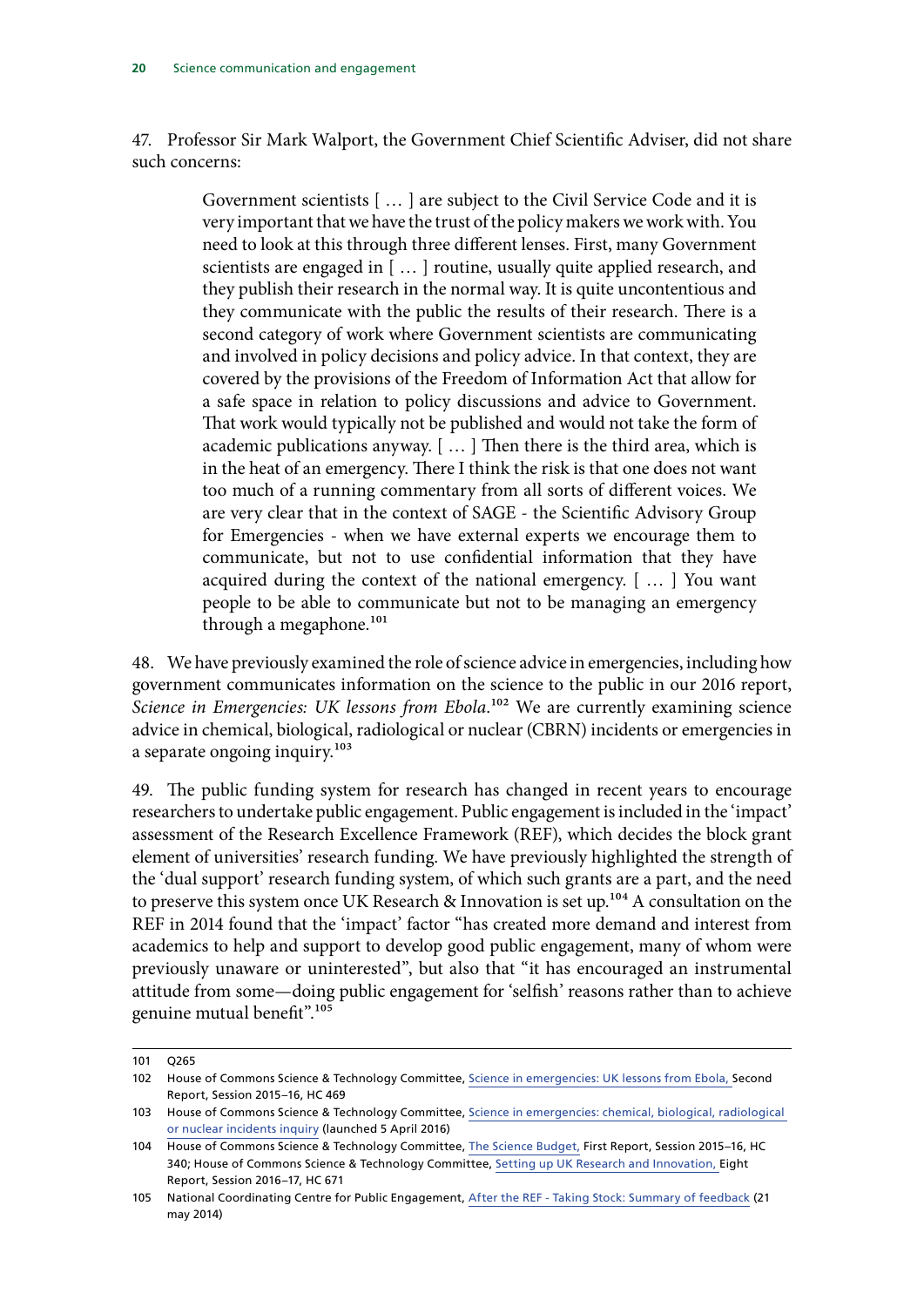47. Professor Sir Mark Walport, the Government Chief Scientific Adviser, did not share such concerns:

> Government scientists [ … ] are subject to the Civil Service Code and it is very important that we have the trust of the policy makers we work with. You need to look at this through three different lenses. First, many Government scientists are engaged in [ … ] routine, usually quite applied research, and they publish their research in the normal way. It is quite uncontentious and they communicate with the public the results of their research. There is a second category of work where Government scientists are communicating and involved in policy decisions and policy advice. In that context, they are covered by the provisions of the Freedom of Information Act that allow for a safe space in relation to policy discussions and advice to Government. That work would typically not be published and would not take the form of academic publications anyway. [ … ] Then there is the third area, which is in the heat of an emergency. There I think the risk is that one does not want too much of a running commentary from all sorts of different voices. We are very clear that in the context of SAGE - the Scientific Advisory Group for Emergencies - when we have external experts we encourage them to communicate, but not to use confidential information that they have acquired during the context of the national emergency. [ … ] You want people to be able to communicate but not to be managing an emergency through a megaphone.[101]

48. We have previously examined the role of science advice in emergencies, including how government communicates information on the science to the public in our 2016 report, *Science in Emergencies: UK lessons from Ebola*.[102] We are currently examining science advice in chemical, biological, radiological or nuclear (CBRN) incidents or emergencies in a separate ongoing inquiry.[103]

49. The public funding system for research has changed in recent years to encourage researchers to undertake public engagement. Public engagement is included in the 'impact' assessment of the Research Excellence Framework (REF), which decides the block grant element of universities' research funding. We have previously highlighted the strength of the 'dual support' research funding system, of which such grants are a part, and the need to preserve this system once UK Research & Innovation is set up.[104] A consultation on the REF in 2014 found that the 'impact' factor "has created more demand and interest from academics to help and support to develop good public engagement, many of whom were previously unaware or uninterested", but also that "it has encouraged an instrumental attitude from some—doing public engagement for 'selfish' reasons rather than to achieve genuine mutual benefit".[105]

---

101 Q265

102 House of Commons Science & Technology Committee, Science in emergencies: UK lessons from Ebola, Second Report, Session 2015–16, HC 469

103 House of Commons Science & Technology Committee, Science in emergencies: chemical, biological, radiological or nuclear incidents inquiry (launched 5 April 2016)

104 House of Commons Science & Technology Committee, The Science Budget, First Report, Session 2015–16, HC 340; House of Commons Science & Technology Committee, Setting up UK Research and Innovation, Eight Report, Session 2016–17, HC 671

105 National Coordinating Centre for Public Engagement, After the REF - Taking Stock: Summary of feedback (21 may 2014)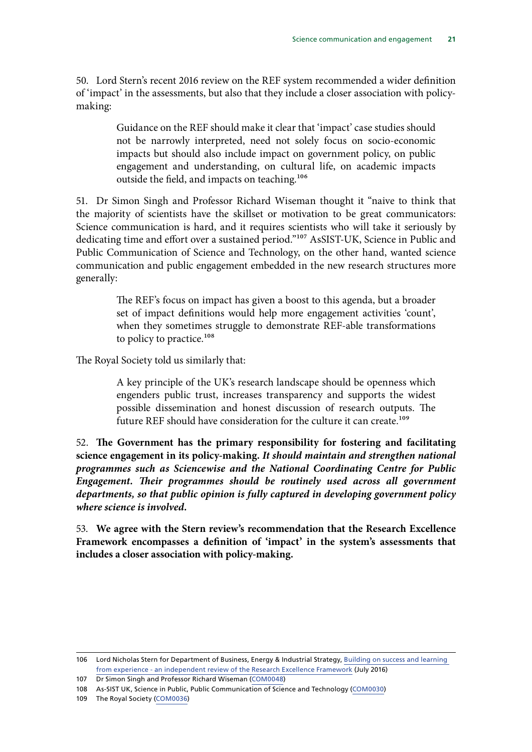50. Lord Stern's recent 2016 review on the REF system recommended a wider definition of 'impact' in the assessments, but also that they include a closer association with policy-making:

> Guidance on the REF should make it clear that 'impact' case studies should not be narrowly interpreted, need not solely focus on socio-economic impacts but should also include impact on government policy, on public engagement and understanding, on cultural life, on academic impacts outside the field, and impacts on teaching.[106]

51. Dr Simon Singh and Professor Richard Wiseman thought it "naive to think that the majority of scientists have the skillset or motivation to be great communicators: Science communication is hard, and it requires scientists who will take it seriously by dedicating time and effort over a sustained period."[107] AsSIST-UK, Science in Public and Public Communication of Science and Technology, on the other hand, wanted science communication and public engagement embedded in the new research structures more generally:

> The REF's focus on impact has given a boost to this agenda, but a broader set of impact definitions would help more engagement activities 'count', when they sometimes struggle to demonstrate REF-able transformations to policy to practice.[108]

The Royal Society told us similarly that:

> A key principle of the UK's research landscape should be openness which engenders public trust, increases transparency and supports the widest possible dissemination and honest discussion of research outputs. The future REF should have consideration for the culture it can create.[109]

52. **The Government has the primary responsibility for fostering and facilitating science engagement in its policy-making.** ***It should maintain and strengthen national programmes such as Sciencewise and the National Coordinating Centre for Public Engagement. Their programmes should be routinely used across all government departments, so that public opinion is fully captured in developing government policy where science is involved.***

53. **We agree with the Stern review's recommendation that the Research Excellence Framework encompasses a definition of 'impact' in the system's assessments that includes a closer association with policy-making.**

---

106 Lord Nicholas Stern for Department of Business, Energy & Industrial Strategy, Building on success and learning from experience - an independent review of the Research Excellence Framework (July 2016)

107 Dr Simon Singh and Professor Richard Wiseman (COM0048)

108 As-SIST UK, Science in Public, Public Communication of Science and Technology (COM0030)

109 The Royal Society (COM0036)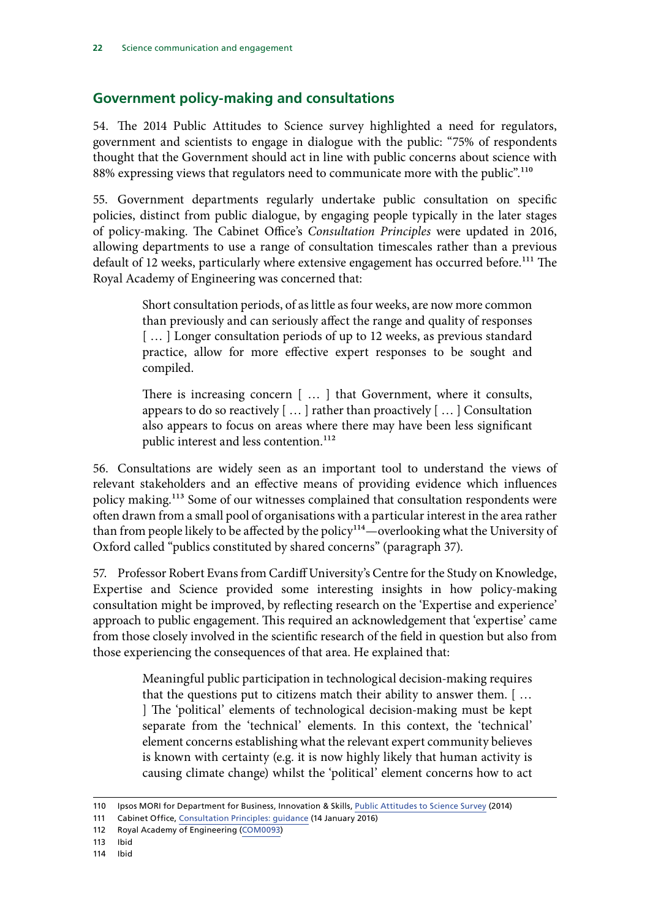## Government policy-making and consultations

54. The 2014 Public Attitudes to Science survey highlighted a need for regulators, government and scientists to engage in dialogue with the public: "75% of respondents thought that the Government should act in line with public concerns about science with 88% expressing views that regulators need to communicate more with the public".[110]

55. Government departments regularly undertake public consultation on specific policies, distinct from public dialogue, by engaging people typically in the later stages of policy-making. The Cabinet Office's *Consultation Principles* were updated in 2016, allowing departments to use a range of consultation timescales rather than a previous default of 12 weeks, particularly where extensive engagement has occurred before.[111] The Royal Academy of Engineering was concerned that:

> Short consultation periods, of as little as four weeks, are now more common than previously and can seriously affect the range and quality of responses [ … ] Longer consultation periods of up to 12 weeks, as previous standard practice, allow for more effective expert responses to be sought and compiled.
>
> There is increasing concern [ … ] that Government, where it consults, appears to do so reactively [ … ] rather than proactively [ … ] Consultation also appears to focus on areas where there may have been less significant public interest and less contention.[112]

56. Consultations are widely seen as an important tool to understand the views of relevant stakeholders and an effective means of providing evidence which influences policy making.[113] Some of our witnesses complained that consultation respondents were often drawn from a small pool of organisations with a particular interest in the area rather than from people likely to be affected by the policy[114]—overlooking what the University of Oxford called "publics constituted by shared concerns" (paragraph 37).

57. Professor Robert Evans from Cardiff University's Centre for the Study on Knowledge, Expertise and Science provided some interesting insights in how policy-making consultation might be improved, by reflecting research on the 'Expertise and experience' approach to public engagement. This required an acknowledgement that 'expertise' came from those closely involved in the scientific research of the field in question but also from those experiencing the consequences of that area. He explained that:

> Meaningful public participation in technological decision-making requires that the questions put to citizens match their ability to answer them. [ … ] The 'political' elements of technological decision-making must be kept separate from the 'technical' elements. In this context, the 'technical' element concerns establishing what the relevant expert community believes is known with certainty (e.g. it is now highly likely that human activity is causing climate change) whilst the 'political' element concerns how to act

110 Ipsos MORI for Department for Business, Innovation & Skills, Public Attitudes to Science Survey (2014)

111 Cabinet Office, Consultation Principles: guidance (14 January 2016)

112 Royal Academy of Engineering (COM0093)

113 Ibid

114 Ibid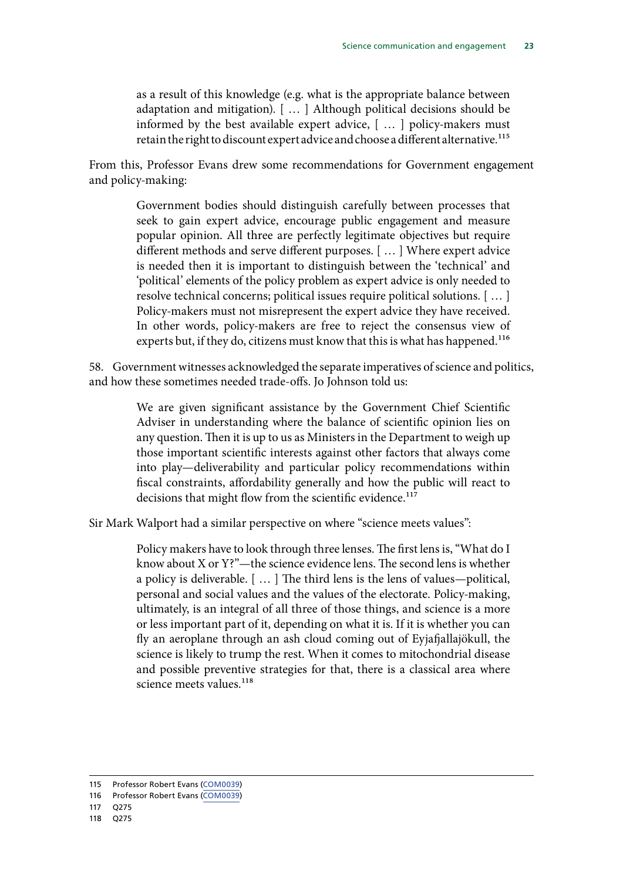> as a result of this knowledge (e.g. what is the appropriate balance between adaptation and mitigation). [ … ] Although political decisions should be informed by the best available expert advice, [ … ] policy-makers must retain the right to discount expert advice and choose a different alternative.[115]

From this, Professor Evans drew some recommendations for Government engagement and policy-making:

> Government bodies should distinguish carefully between processes that seek to gain expert advice, encourage public engagement and measure popular opinion. All three are perfectly legitimate objectives but require different methods and serve different purposes. [ … ] Where expert advice is needed then it is important to distinguish between the 'technical' and 'political' elements of the policy problem as expert advice is only needed to resolve technical concerns; political issues require political solutions. [ … ] Policy-makers must not misrepresent the expert advice they have received. In other words, policy-makers are free to reject the consensus view of experts but, if they do, citizens must know that this is what has happened.[116]

58. Government witnesses acknowledged the separate imperatives of science and politics, and how these sometimes needed trade-offs. Jo Johnson told us:

> We are given significant assistance by the Government Chief Scientific Adviser in understanding where the balance of scientific opinion lies on any question. Then it is up to us as Ministers in the Department to weigh up those important scientific interests against other factors that always come into play—deliverability and particular policy recommendations within fiscal constraints, affordability generally and how the public will react to decisions that might flow from the scientific evidence.[117]

Sir Mark Walport had a similar perspective on where "science meets values":

> Policy makers have to look through three lenses. The first lens is, "What do I know about X or Y?"—the science evidence lens. The second lens is whether a policy is deliverable. [ … ] The third lens is the lens of values—political, personal and social values and the values of the electorate. Policy-making, ultimately, is an integral of all three of those things, and science is a more or less important part of it, depending on what it is. If it is whether you can fly an aeroplane through an ash cloud coming out of Eyjafjallajökull, the science is likely to trump the rest. When it comes to mitochondrial disease and possible preventive strategies for that, there is a classical area where science meets values.[118]

---

115 Professor Robert Evans (COM0039)

116 Professor Robert Evans (COM0039)

117 Q275

118 Q275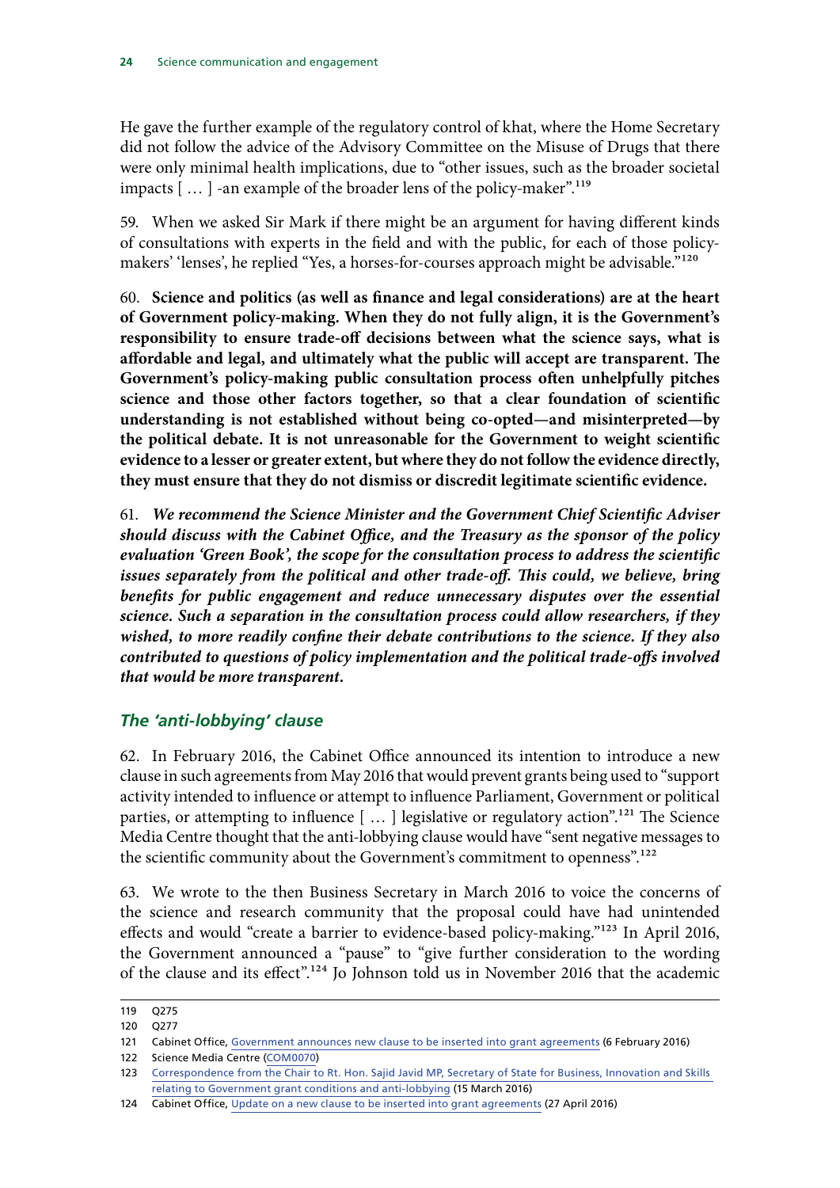He gave the further example of the regulatory control of khat, where the Home Secretary did not follow the advice of the Advisory Committee on the Misuse of Drugs that there were only minimal health implications, due to "other issues, such as the broader societal impacts [ … ] -an example of the broader lens of the policy-maker".[119]

59. When we asked Sir Mark if there might be an argument for having different kinds of consultations with experts in the field and with the public, for each of those policy-makers' 'lenses', he replied "Yes, a horses-for-courses approach might be advisable."[120]

60. **Science and politics (as well as finance and legal considerations) are at the heart of Government policy-making. When they do not fully align, it is the Government's responsibility to ensure trade-off decisions between what the science says, what is affordable and legal, and ultimately what the public will accept are transparent. The Government's policy-making public consultation process often unhelpfully pitches science and those other factors together, so that a clear foundation of scientific understanding is not established without being co-opted—and misinterpreted—by the political debate. It is not unreasonable for the Government to weight scientific evidence to a lesser or greater extent, but where they do not follow the evidence directly, they must ensure that they do not dismiss or discredit legitimate scientific evidence.**

61. ***We recommend the Science Minister and the Government Chief Scientific Adviser should discuss with the Cabinet Office, and the Treasury as the sponsor of the policy evaluation 'Green Book', the scope for the consultation process to address the scientific issues separately from the political and other trade-off. This could, we believe, bring benefits for public engagement and reduce unnecessary disputes over the essential science. Such a separation in the consultation process could allow researchers, if they wished, to more readily confine their debate contributions to the science. If they also contributed to questions of policy implementation and the political trade-offs involved that would be more transparent.***

### *The 'anti-lobbying' clause*

62. In February 2016, the Cabinet Office announced its intention to introduce a new clause in such agreements from May 2016 that would prevent grants being used to "support activity intended to influence or attempt to influence Parliament, Government or political parties, or attempting to influence [ … ] legislative or regulatory action".[121] The Science Media Centre thought that the anti-lobbying clause would have "sent negative messages to the scientific community about the Government's commitment to openness".[122]

63. We wrote to the then Business Secretary in March 2016 to voice the concerns of the science and research community that the proposal could have had unintended effects and would "create a barrier to evidence-based policy-making."[123] In April 2016, the Government announced a "pause" to "give further consideration to the wording of the clause and its effect".[124] Jo Johnson told us in November 2016 that the academic

---

119 Q275

120 Q277

121 Cabinet Office, Government announces new clause to be inserted into grant agreements (6 February 2016)

122 Science Media Centre (COM0070)

123 Correspondence from the Chair to Rt. Hon. Sajid Javid MP, Secretary of State for Business, Innovation and Skills relating to Government grant conditions and anti-lobbying (15 March 2016)

124 Cabinet Office, Update on a new clause to be inserted into grant agreements (27 April 2016)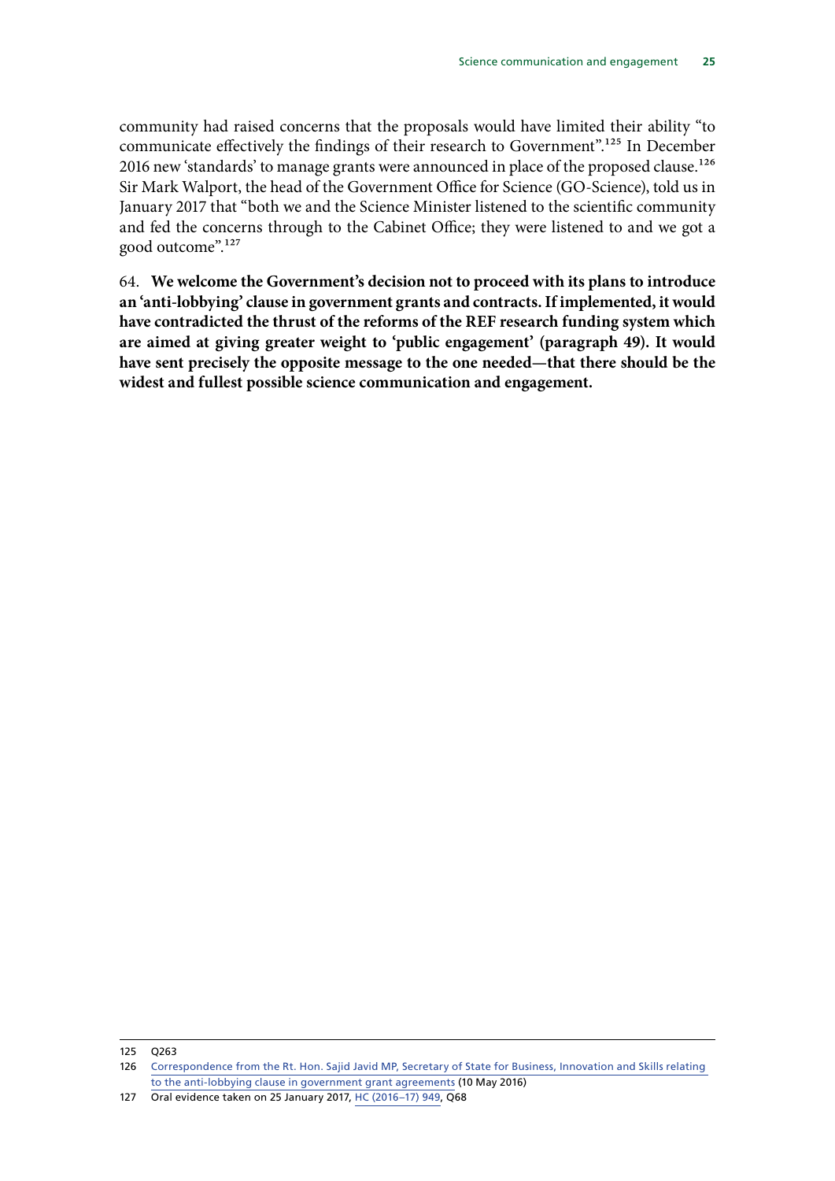community had raised concerns that the proposals would have limited their ability "to communicate effectively the findings of their research to Government".[125] In December 2016 new 'standards' to manage grants were announced in place of the proposed clause.[126] Sir Mark Walport, the head of the Government Office for Science (GO-Science), told us in January 2017 that "both we and the Science Minister listened to the scientific community and fed the concerns through to the Cabinet Office; they were listened to and we got a good outcome".[127]

64. **We welcome the Government's decision not to proceed with its plans to introduce an 'anti-lobbying' clause in government grants and contracts. If implemented, it would have contradicted the thrust of the reforms of the REF research funding system which are aimed at giving greater weight to 'public engagement' (paragraph 49). It would have sent precisely the opposite message to the one needed—that there should be the widest and fullest possible science communication and engagement.**

---

125 Q263

126 Correspondence from the Rt. Hon. Sajid Javid MP, Secretary of State for Business, Innovation and Skills relating to the anti-lobbying clause in government grant agreements (10 May 2016)

127 Oral evidence taken on 25 January 2017, HC (2016–17) 949, Q68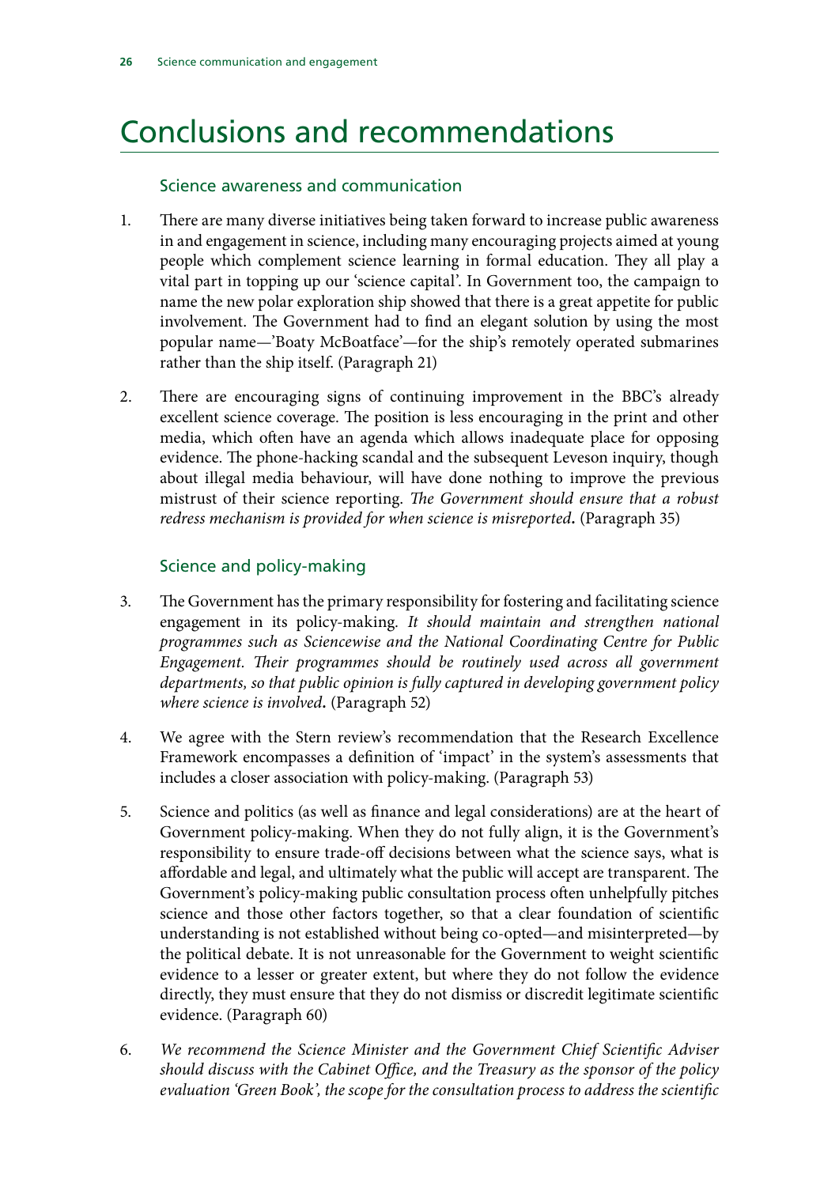# Conclusions and recommendations

## Science awareness and communication

1. There are many diverse initiatives being taken forward to increase public awareness in and engagement in science, including many encouraging projects aimed at young people which complement science learning in formal education. They all play a vital part in topping up our 'science capital'. In Government too, the campaign to name the new polar exploration ship showed that there is a great appetite for public involvement. The Government had to find an elegant solution by using the most popular name—'Boaty McBoatface'—for the ship's remotely operated submarines rather than the ship itself. (Paragraph 21)

2. There are encouraging signs of continuing improvement in the BBC's already excellent science coverage. The position is less encouraging in the print and other media, which often have an agenda which allows inadequate place for opposing evidence. The phone-hacking scandal and the subsequent Leveson inquiry, though about illegal media behaviour, will have done nothing to improve the previous mistrust of their science reporting. *The Government should ensure that a robust redress mechanism is provided for when science is misreported***.** (Paragraph 35)

## Science and policy-making

3. The Government has the primary responsibility for fostering and facilitating science engagement in its policy-making. *It should maintain and strengthen national programmes such as Sciencewise and the National Coordinating Centre for Public Engagement. Their programmes should be routinely used across all government departments, so that public opinion is fully captured in developing government policy where science is involved***.** (Paragraph 52)

4. We agree with the Stern review's recommendation that the Research Excellence Framework encompasses a definition of 'impact' in the system's assessments that includes a closer association with policy-making. (Paragraph 53)

5. Science and politics (as well as finance and legal considerations) are at the heart of Government policy-making. When they do not fully align, it is the Government's responsibility to ensure trade-off decisions between what the science says, what is affordable and legal, and ultimately what the public will accept are transparent. The Government's policy-making public consultation process often unhelpfully pitches science and those other factors together, so that a clear foundation of scientific understanding is not established without being co-opted—and misinterpreted—by the political debate. It is not unreasonable for the Government to weight scientific evidence to a lesser or greater extent, but where they do not follow the evidence directly, they must ensure that they do not dismiss or discredit legitimate scientific evidence. (Paragraph 60)

6. *We recommend the Science Minister and the Government Chief Scientific Adviser should discuss with the Cabinet Office, and the Treasury as the sponsor of the policy evaluation 'Green Book', the scope for the consultation process to address the scientific*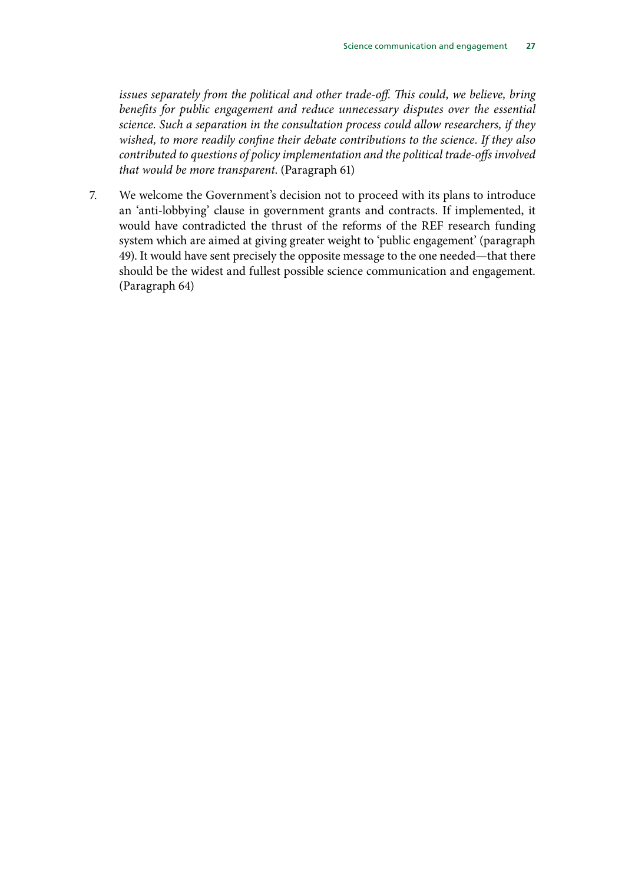*issues separately from the political and other trade-off. This could, we believe, bring benefits for public engagement and reduce unnecessary disputes over the essential science. Such a separation in the consultation process could allow researchers, if they wished, to more readily confine their debate contributions to the science. If they also contributed to questions of policy implementation and the political trade-offs involved that would be more transparent.* (Paragraph 61)

7. We welcome the Government's decision not to proceed with its plans to introduce an 'anti-lobbying' clause in government grants and contracts. If implemented, it would have contradicted the thrust of the reforms of the REF research funding system which are aimed at giving greater weight to 'public engagement' (paragraph 49). It would have sent precisely the opposite message to the one needed—that there should be the widest and fullest possible science communication and engagement. (Paragraph 64)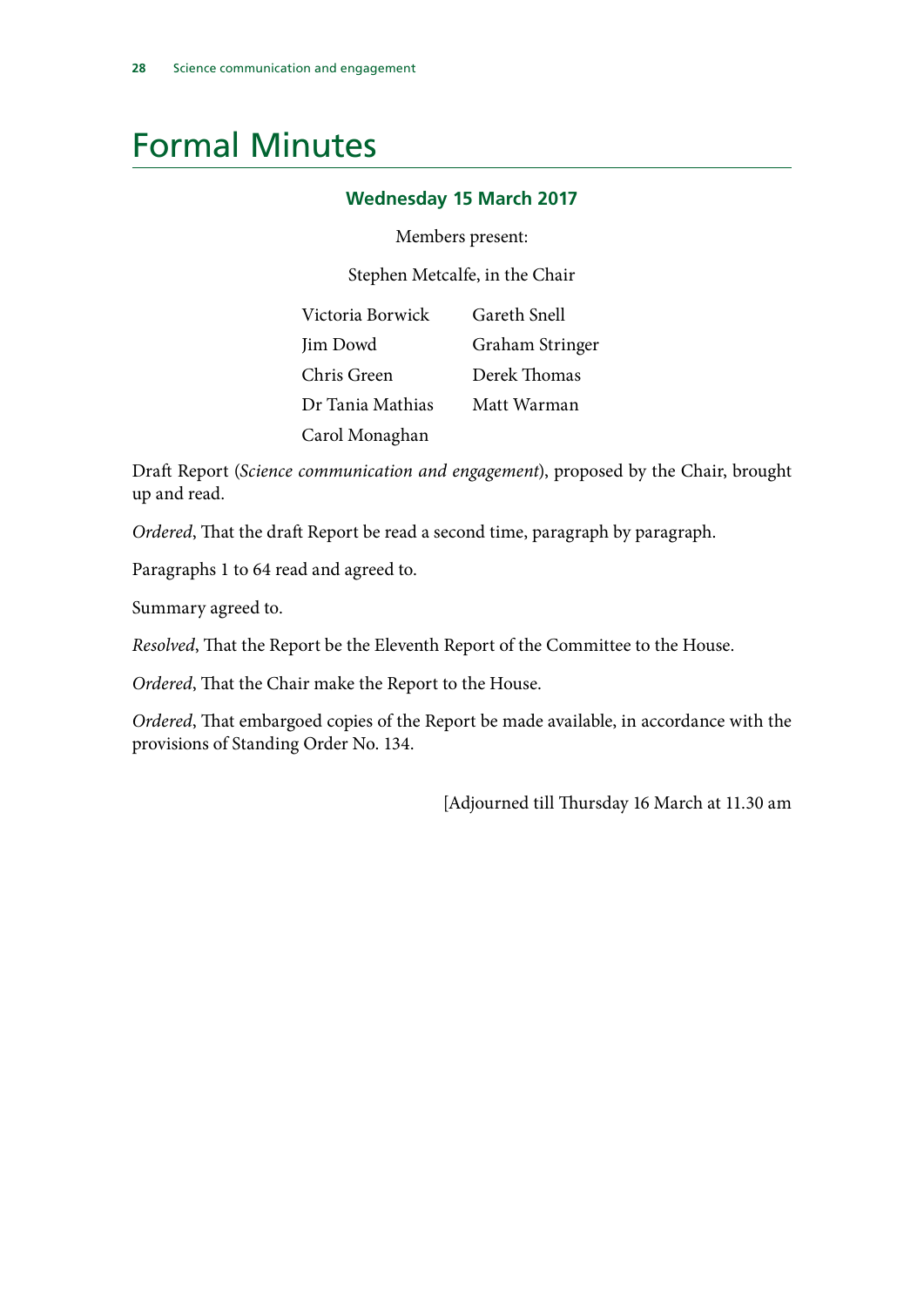# Formal Minutes

### Wednesday 15 March 2017

Members present:

Stephen Metcalfe, in the Chair

Victoria Borwick
Jim Dowd
Chris Green
Dr Tania Mathias
Carol Monaghan
Gareth Snell
Graham Stringer
Derek Thomas
Matt Warman

Draft Report (*Science communication and engagement*), proposed by the Chair, brought up and read.

*Ordered*, That the draft Report be read a second time, paragraph by paragraph.

Paragraphs 1 to 64 read and agreed to.

Summary agreed to.

*Resolved*, That the Report be the Eleventh Report of the Committee to the House.

*Ordered*, That the Chair make the Report to the House.

*Ordered*, That embargoed copies of the Report be made available, in accordance with the provisions of Standing Order No. 134.

[Adjourned till Thursday 16 March at 11.30 am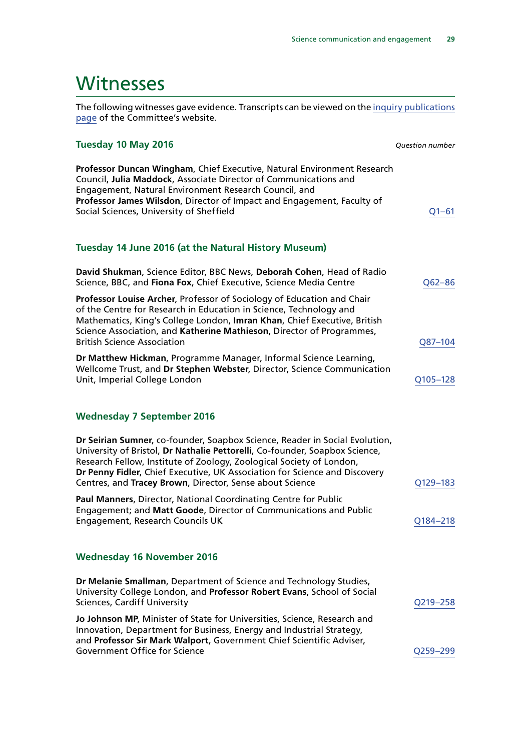# Witnesses

The following witnesses gave evidence. Transcripts can be viewed on the inquiry publications page of the Committee's website.

### Tuesday 10 May 2016

*Question number*

**Professor Duncan Wingham**, Chief Executive, Natural Environment Research Council, **Julia Maddock**, Associate Director of Communications and Engagement, Natural Environment Research Council, and **Professor James Wilsdon**, Director of Impact and Engagement, Faculty of Social Sciences, University of Sheffield — Q1–61

### Tuesday 14 June 2016 (at the Natural History Museum)

**David Shukman**, Science Editor, BBC News, **Deborah Cohen**, Head of Radio Science, BBC, and **Fiona Fox**, Chief Executive, Science Media Centre — Q62–86

**Professor Louise Archer**, Professor of Sociology of Education and Chair of the Centre for Research in Education in Science, Technology and Mathematics, King's College London, **Imran Khan**, Chief Executive, British Science Association, and **Katherine Mathieson**, Director of Programmes, British Science Association — Q87–104

**Dr Matthew Hickman**, Programme Manager, Informal Science Learning, Wellcome Trust, and **Dr Stephen Webster**, Director, Science Communication Unit, Imperial College London — Q105–128

### Wednesday 7 September 2016

**Dr Seirian Sumner**, co-founder, Soapbox Science, Reader in Social Evolution, University of Bristol, **Dr Nathalie Pettorelli**, Co-founder, Soapbox Science, Research Fellow, Institute of Zoology, Zoological Society of London, **Dr Penny Fidler**, Chief Executive, UK Association for Science and Discovery Centres, and **Tracey Brown**, Director, Sense about Science — Q129–183

**Paul Manners**, Director, National Coordinating Centre for Public Engagement; and **Matt Goode**, Director of Communications and Public Engagement, Research Councils UK — Q184–218

### Wednesday 16 November 2016

**Dr Melanie Smallman**, Department of Science and Technology Studies, University College London, and **Professor Robert Evans**, School of Social Sciences, Cardiff University — Q219–258

**Jo Johnson MP**, Minister of State for Universities, Science, Research and Innovation, Department for Business, Energy and Industrial Strategy, and **Professor Sir Mark Walport**, Government Chief Scientific Adviser, Government Office for Science — Q259–299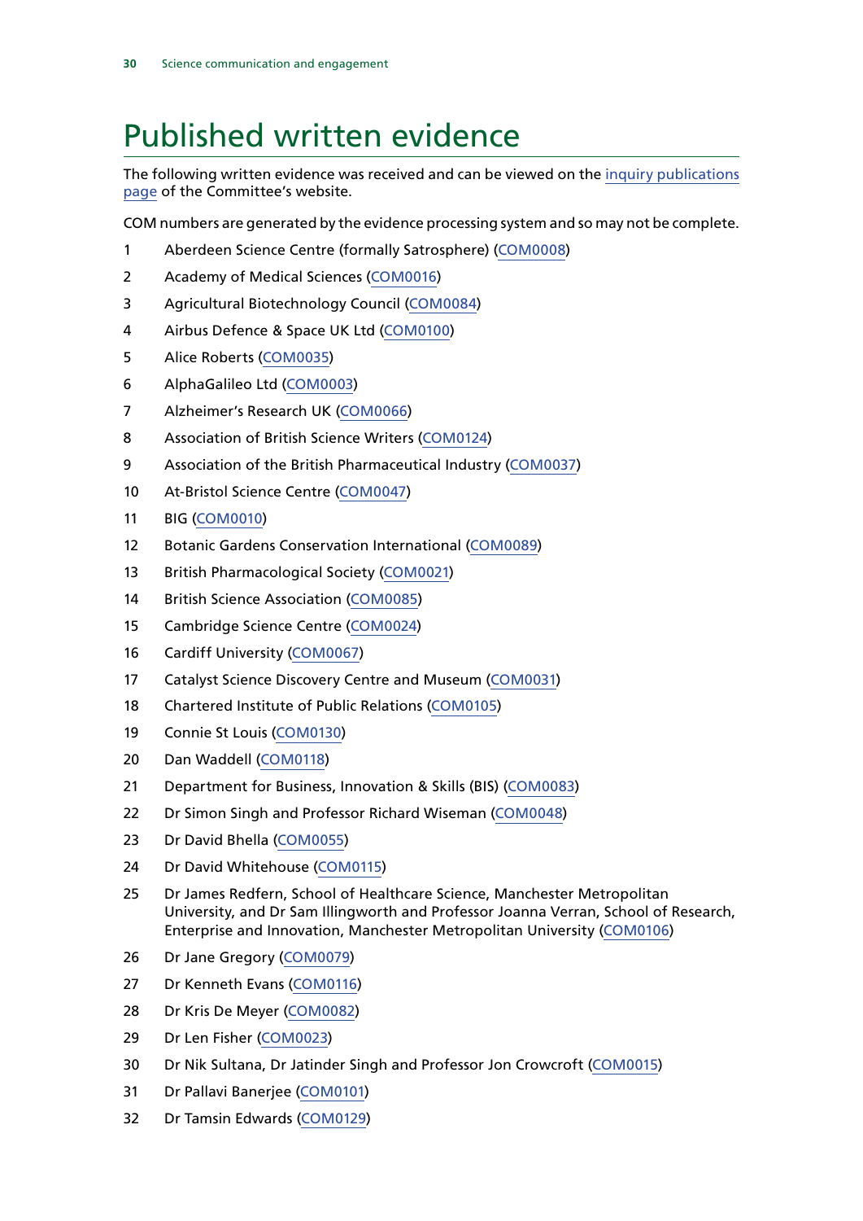# Published written evidence

The following written evidence was received and can be viewed on the inquiry publications page of the Committee's website.

COM numbers are generated by the evidence processing system and so may not be complete.

1. Aberdeen Science Centre (formally Satrosphere) (COM0008)
2. Academy of Medical Sciences (COM0016)
3. Agricultural Biotechnology Council (COM0084)
4. Airbus Defence & Space UK Ltd (COM0100)
5. Alice Roberts (COM0035)
6. AlphaGalileo Ltd (COM0003)
7. Alzheimer's Research UK (COM0066)
8. Association of British Science Writers (COM0124)
9. Association of the British Pharmaceutical Industry (COM0037)
10. At-Bristol Science Centre (COM0047)
11. BIG (COM0010)
12. Botanic Gardens Conservation International (COM0089)
13. British Pharmacological Society (COM0021)
14. British Science Association (COM0085)
15. Cambridge Science Centre (COM0024)
16. Cardiff University (COM0067)
17. Catalyst Science Discovery Centre and Museum (COM0031)
18. Chartered Institute of Public Relations (COM0105)
19. Connie St Louis (COM0130)
20. Dan Waddell (COM0118)
21. Department for Business, Innovation & Skills (BIS) (COM0083)
22. Dr Simon Singh and Professor Richard Wiseman (COM0048)
23. Dr David Bhella (COM0055)
24. Dr David Whitehouse (COM0115)
25. Dr James Redfern, School of Healthcare Science, Manchester Metropolitan University, and Dr Sam Illingworth and Professor Joanna Verran, School of Research, Enterprise and Innovation, Manchester Metropolitan University (COM0106)
26. Dr Jane Gregory (COM0079)
27. Dr Kenneth Evans (COM0116)
28. Dr Kris De Meyer (COM0082)
29. Dr Len Fisher (COM0023)
30. Dr Nik Sultana, Dr Jatinder Singh and Professor Jon Crowcroft (COM0015)
31. Dr Pallavi Banerjee (COM0101)
32. Dr Tamsin Edwards (COM0129)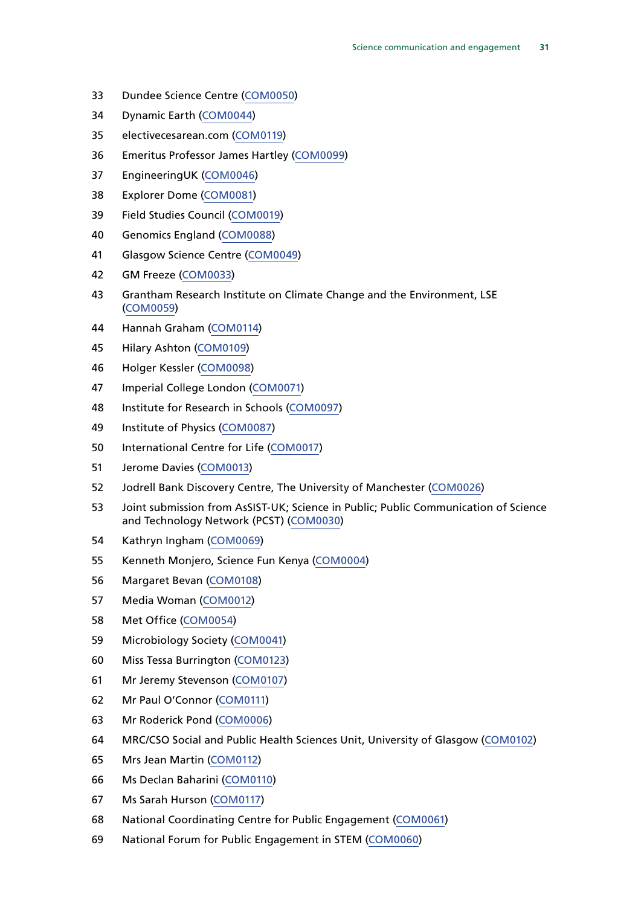33 Dundee Science Centre (COM0050)

34 Dynamic Earth (COM0044)

35 electivecesarean.com (COM0119)

36 Emeritus Professor James Hartley (COM0099)

37 EngineeringUK (COM0046)

38 Explorer Dome (COM0081)

39 Field Studies Council (COM0019)

40 Genomics England (COM0088)

41 Glasgow Science Centre (COM0049)

42 GM Freeze (COM0033)

43 Grantham Research Institute on Climate Change and the Environment, LSE (COM0059)

44 Hannah Graham (COM0114)

45 Hilary Ashton (COM0109)

46 Holger Kessler (COM0098)

47 Imperial College London (COM0071)

48 Institute for Research in Schools (COM0097)

49 Institute of Physics (COM0087)

50 International Centre for Life (COM0017)

51 Jerome Davies (COM0013)

52 Jodrell Bank Discovery Centre, The University of Manchester (COM0026)

53 Joint submission from AsSIST-UK; Science in Public; Public Communication of Science and Technology Network (PCST) (COM0030)

54 Kathryn Ingham (COM0069)

55 Kenneth Monjero, Science Fun Kenya (COM0004)

56 Margaret Bevan (COM0108)

57 Media Woman (COM0012)

58 Met Office (COM0054)

59 Microbiology Society (COM0041)

60 Miss Tessa Burrington (COM0123)

61 Mr Jeremy Stevenson (COM0107)

62 Mr Paul O'Connor (COM0111)

63 Mr Roderick Pond (COM0006)

64 MRC/CSO Social and Public Health Sciences Unit, University of Glasgow (COM0102)

65 Mrs Jean Martin (COM0112)

66 Ms Declan Baharini (COM0110)

67 Ms Sarah Hurson (COM0117)

68 National Coordinating Centre for Public Engagement (COM0061)

69 National Forum for Public Engagement in STEM (COM0060)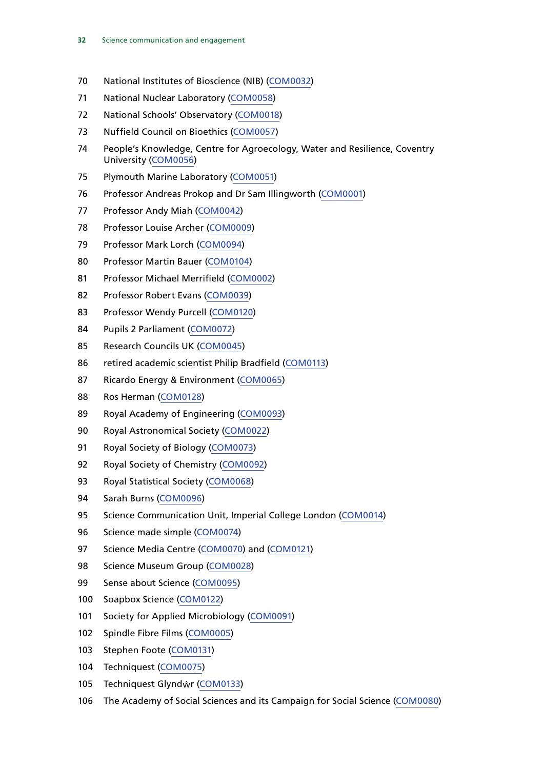70 National Institutes of Bioscience (NIB) (COM0032)

71 National Nuclear Laboratory (COM0058)

72 National Schools' Observatory (COM0018)

73 Nuffield Council on Bioethics (COM0057)

74 People's Knowledge, Centre for Agroecology, Water and Resilience, Coventry University (COM0056)

75 Plymouth Marine Laboratory (COM0051)

76 Professor Andreas Prokop and Dr Sam Illingworth (COM0001)

77 Professor Andy Miah (COM0042)

78 Professor Louise Archer (COM0009)

79 Professor Mark Lorch (COM0094)

80 Professor Martin Bauer (COM0104)

81 Professor Michael Merrifield (COM0002)

82 Professor Robert Evans (COM0039)

83 Professor Wendy Purcell (COM0120)

84 Pupils 2 Parliament (COM0072)

85 Research Councils UK (COM0045)

86 retired academic scientist Philip Bradfield (COM0113)

87 Ricardo Energy & Environment (COM0065)

88 Ros Herman (COM0128)

89 Royal Academy of Engineering (COM0093)

90 Royal Astronomical Society (COM0022)

91 Royal Society of Biology (COM0073)

92 Royal Society of Chemistry (COM0092)

93 Royal Statistical Society (COM0068)

94 Sarah Burns (COM0096)

95 Science Communication Unit, Imperial College London (COM0014)

96 Science made simple (COM0074)

97 Science Media Centre (COM0070) and (COM0121)

98 Science Museum Group (COM0028)

99 Sense about Science (COM0095)

100 Soapbox Science (COM0122)

101 Society for Applied Microbiology (COM0091)

102 Spindle Fibre Films (COM0005)

103 Stephen Foote (COM0131)

104 Techniquest (COM0075)

105 Techniquest Glyndŵr (COM0133)

106 The Academy of Social Sciences and its Campaign for Social Science (COM0080)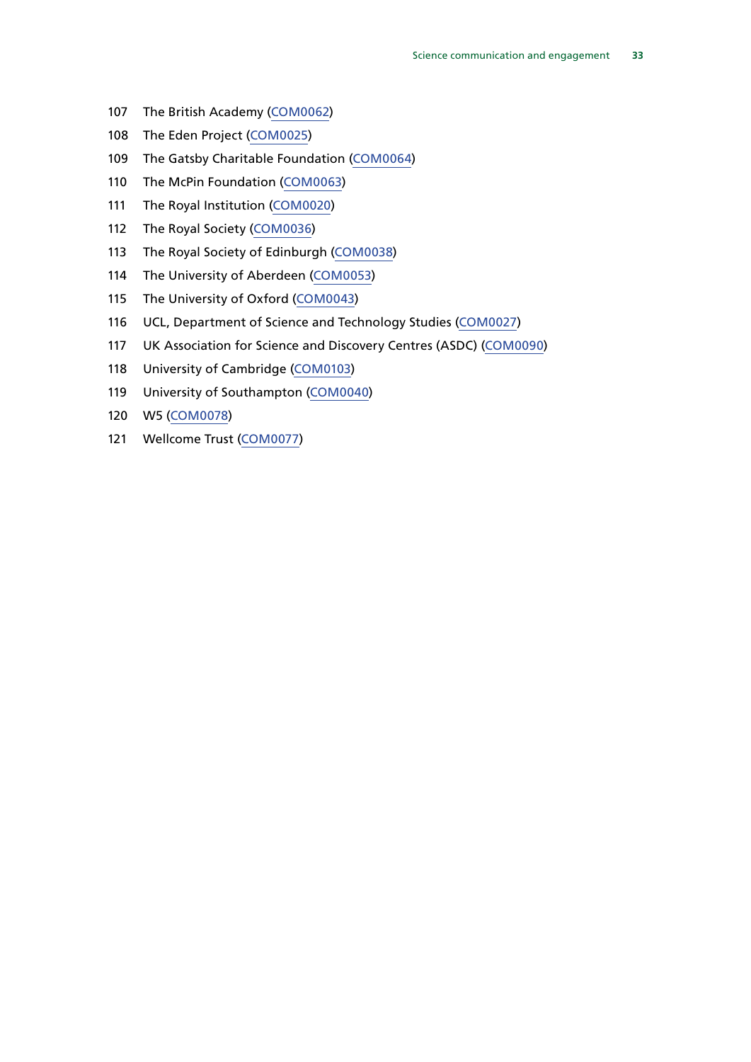107 The British Academy (COM0062)

108 The Eden Project (COM0025)

109 The Gatsby Charitable Foundation (COM0064)

110 The McPin Foundation (COM0063)

111 The Royal Institution (COM0020)

112 The Royal Society (COM0036)

113 The Royal Society of Edinburgh (COM0038)

114 The University of Aberdeen (COM0053)

115 The University of Oxford (COM0043)

116 UCL, Department of Science and Technology Studies (COM0027)

117 UK Association for Science and Discovery Centres (ASDC) (COM0090)

118 University of Cambridge (COM0103)

119 University of Southampton (COM0040)

120 W5 (COM0078)

121 Wellcome Trust (COM0077)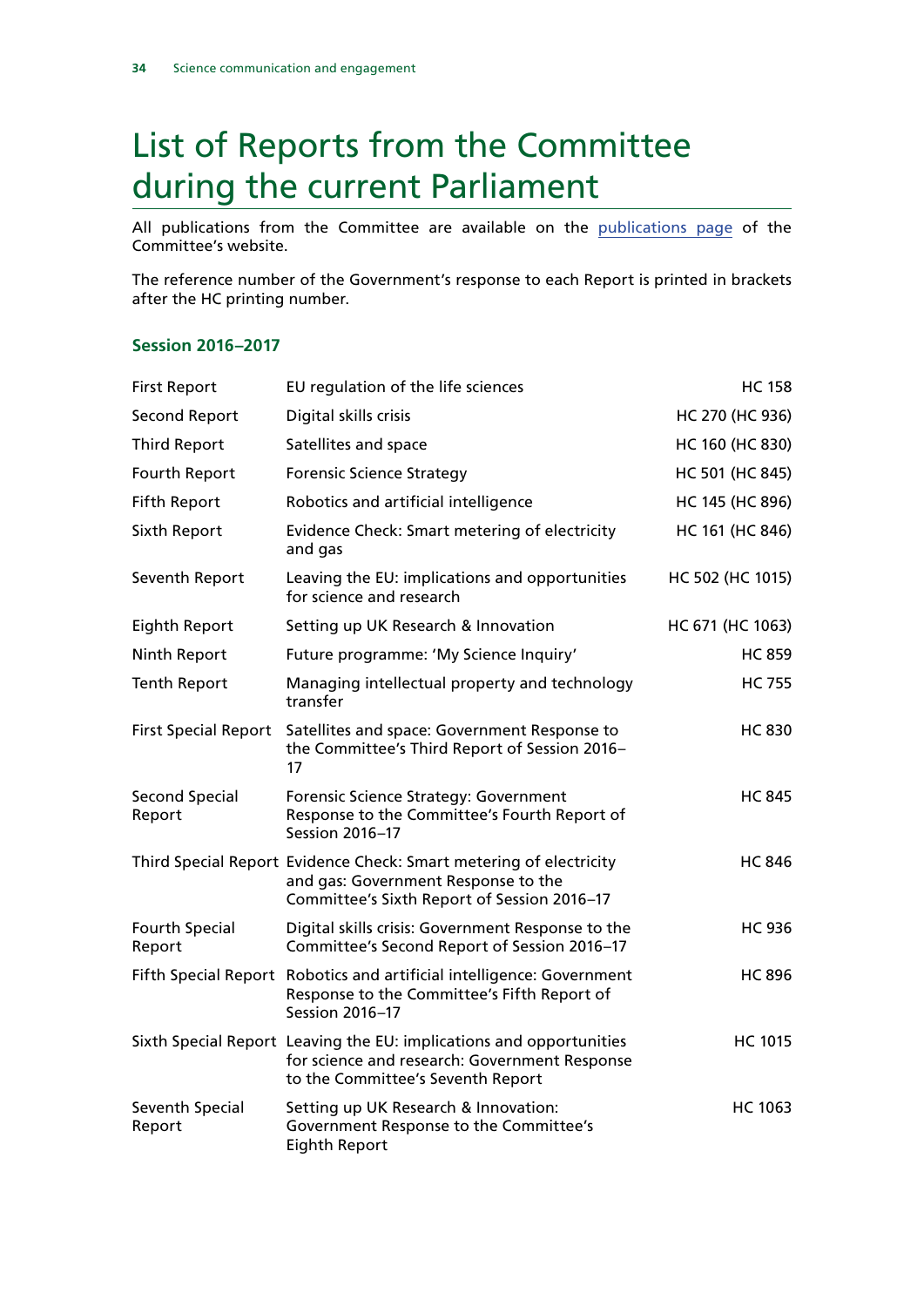# List of Reports from the Committee during the current Parliament

All publications from the Committee are available on the publications page of the Committee's website.

The reference number of the Government's response to each Report is printed in brackets after the HC printing number.

### Session 2016–2017

| | | |
|---|---|---|
| First Report | EU regulation of the life sciences | HC 158 |
| Second Report | Digital skills crisis | HC 270 (HC 936) |
| Third Report | Satellites and space | HC 160 (HC 830) |
| Fourth Report | Forensic Science Strategy | HC 501 (HC 845) |
| Fifth Report | Robotics and artificial intelligence | HC 145 (HC 896) |
| Sixth Report | Evidence Check: Smart metering of electricity and gas | HC 161 (HC 846) |
| Seventh Report | Leaving the EU: implications and opportunities for science and research | HC 502 (HC 1015) |
| Eighth Report | Setting up UK Research & Innovation | HC 671 (HC 1063) |
| Ninth Report | Future programme: 'My Science Inquiry' | HC 859 |
| Tenth Report | Managing intellectual property and technology transfer | HC 755 |
| First Special Report | Satellites and space: Government Response to the Committee's Third Report of Session 2016–17 | HC 830 |
| Second Special Report | Forensic Science Strategy: Government Response to the Committee's Fourth Report of Session 2016–17 | HC 845 |
| Third Special Report | Evidence Check: Smart metering of electricity and gas: Government Response to the Committee's Sixth Report of Session 2016–17 | HC 846 |
| Fourth Special Report | Digital skills crisis: Government Response to the Committee's Second Report of Session 2016–17 | HC 936 |
| Fifth Special Report | Robotics and artificial intelligence: Government Response to the Committee's Fifth Report of Session 2016–17 | HC 896 |
| Sixth Special Report | Leaving the EU: implications and opportunities for science and research: Government Response to the Committee's Seventh Report | HC 1015 |
| Seventh Special Report | Setting up UK Research & Innovation: Government Response to the Committee's Eighth Report | HC 1063 |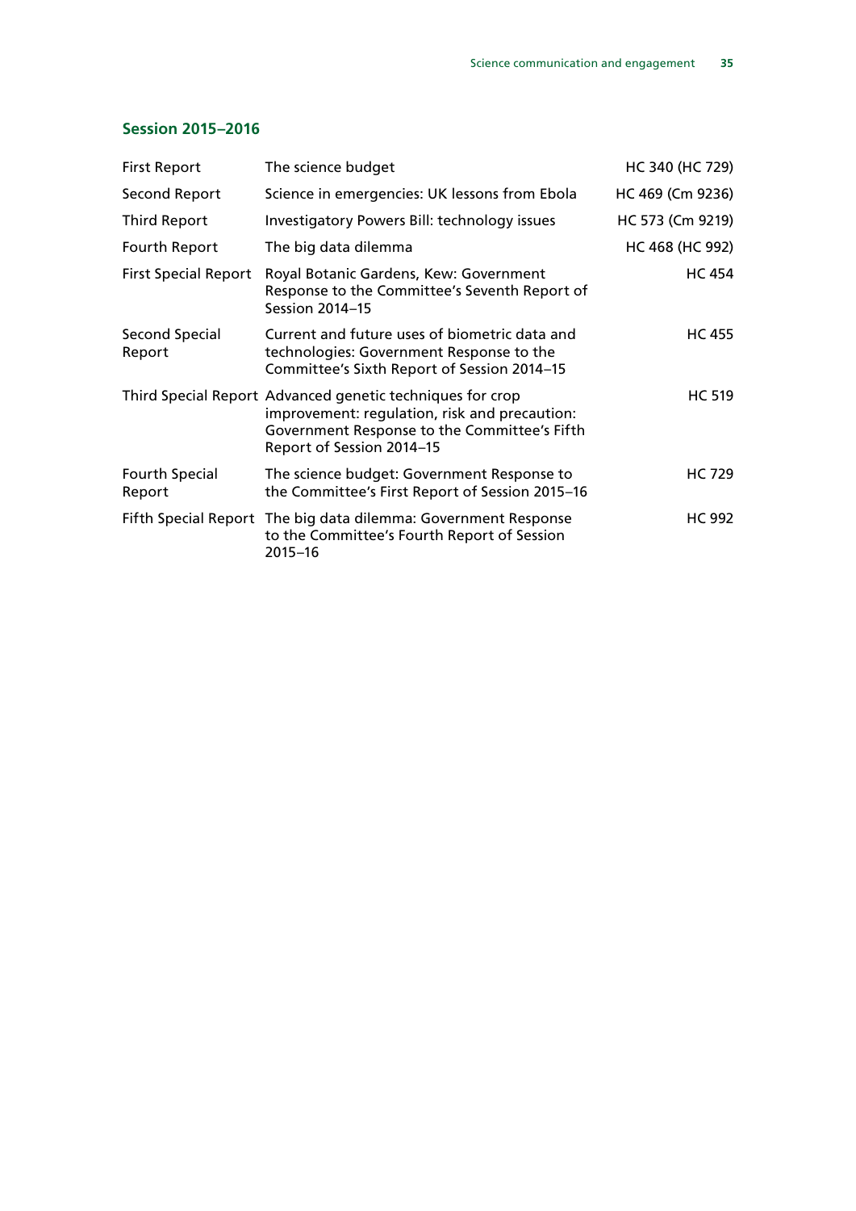### Session 2015–2016

| | | |
|---|---|---|
| First Report | The science budget | HC 340 (HC 729) |
| Second Report | Science in emergencies: UK lessons from Ebola | HC 469 (Cm 9236) |
| Third Report | Investigatory Powers Bill: technology issues | HC 573 (Cm 9219) |
| Fourth Report | The big data dilemma | HC 468 (HC 992) |
| First Special Report | Royal Botanic Gardens, Kew: Government Response to the Committee's Seventh Report of Session 2014–15 | HC 454 |
| Second Special Report | Current and future uses of biometric data and technologies: Government Response to the Committee's Sixth Report of Session 2014–15 | HC 455 |
| Third Special Report | Advanced genetic techniques for crop improvement: regulation, risk and precaution: Government Response to the Committee's Fifth Report of Session 2014–15 | HC 519 |
| Fourth Special Report | The science budget: Government Response to the Committee's First Report of Session 2015–16 | HC 729 |
| Fifth Special Report | The big data dilemma: Government Response to the Committee's Fourth Report of Session 2015–16 | HC 992 |